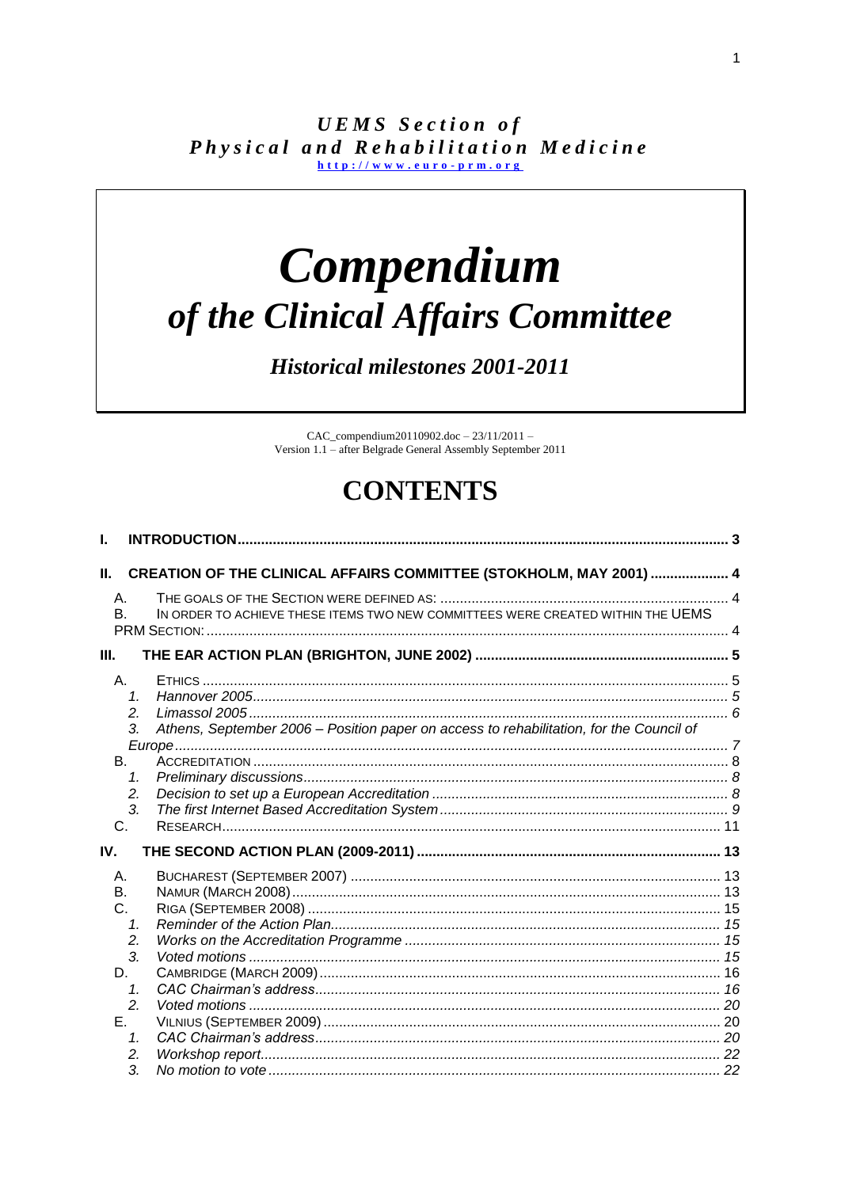*UEMS Section of Physical and Rehabilitation Medicine*

http://www.euro-prm.org

# *Compendium of the Clinical Affairs Committee*

***Historical milestones 2001-2011***

CAC_compendium20110902.doc – 23/11/2011 –
Version 1.1 – after Belgrade General Assembly September 2011

# CONTENTS

- **I. INTRODUCTION** ..... 3
- **II. CREATION OF THE CLINICAL AFFAIRS COMMITTEE (STOKHOLM, MAY 2001)** ..... 4
  - A. THE GOALS OF THE SECTION WERE DEFINED AS: ..... 4
  - B. IN ORDER TO ACHIEVE THESE ITEMS TWO NEW COMMITTEES WERE CREATED WITHIN THE UEMS PRM SECTION: ..... 4
- **III. THE EAR ACTION PLAN (BRIGHTON, JUNE 2002)** ..... 5
  - A. ETHICS ..... 5
    1. *Hannover 2005* ..... 5
    2. *Limassol 2005* ..... 6
    3. *Athens, September 2006 – Position paper on access to rehabilitation, for the Council of Europe* ..... 7
  - B. ACCREDITATION ..... 8
    1. *Preliminary discussions* ..... 8
    2. *Decision to set up a European Accreditation* ..... 8
    3. *The first Internet Based Accreditation System* ..... 9
  - C. RESEARCH ..... 11
- **IV. THE SECOND ACTION PLAN (2009-2011)** ..... 13
  - A. BUCHAREST (SEPTEMBER 2007) ..... 13
  - B. NAMUR (MARCH 2008) ..... 13
  - C. RIGA (SEPTEMBER 2008) ..... 15
    1. *Reminder of the Action Plan* ..... 15
    2. *Works on the Accreditation Programme* ..... 15
    3. *Voted motions* ..... 15
  - D. CAMBRIDGE (MARCH 2009) ..... 16
    1. *CAC Chairman's address* ..... 16
    2. *Voted motions* ..... 20
  - E. VILNIUS (SEPTEMBER 2009) ..... 20
    1. *CAC Chairman's address* ..... 20
    2. *Workshop report* ..... 22
    3. *No motion to vote* ..... 22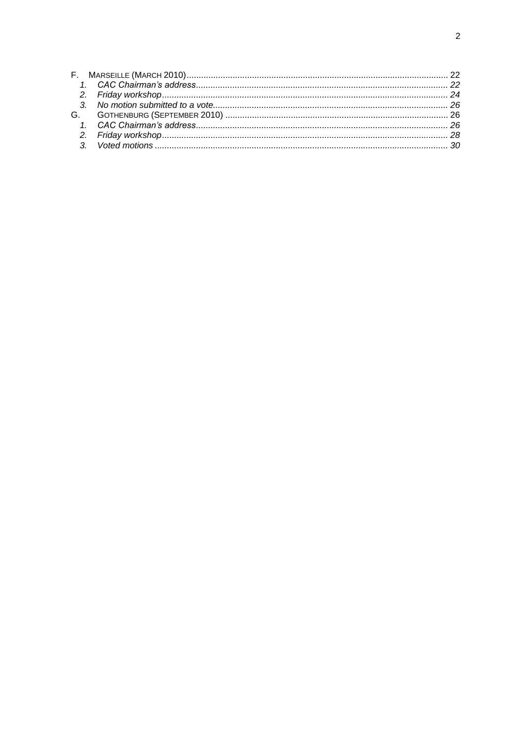F. MARSEILLE (MARCH 2010) ........ 22
   1. *CAC Chairman's address* ........ *22*
   2. *Friday workshop* ........ *24*
   3. *No motion submitted to a vote* ........ *26*

G. GOTHENBURG (SEPTEMBER 2010) ........ 26
   1. *CAC Chairman's address* ........ *26*
   2. *Friday workshop* ........ *28*
   3. *Voted motions* ........ *30*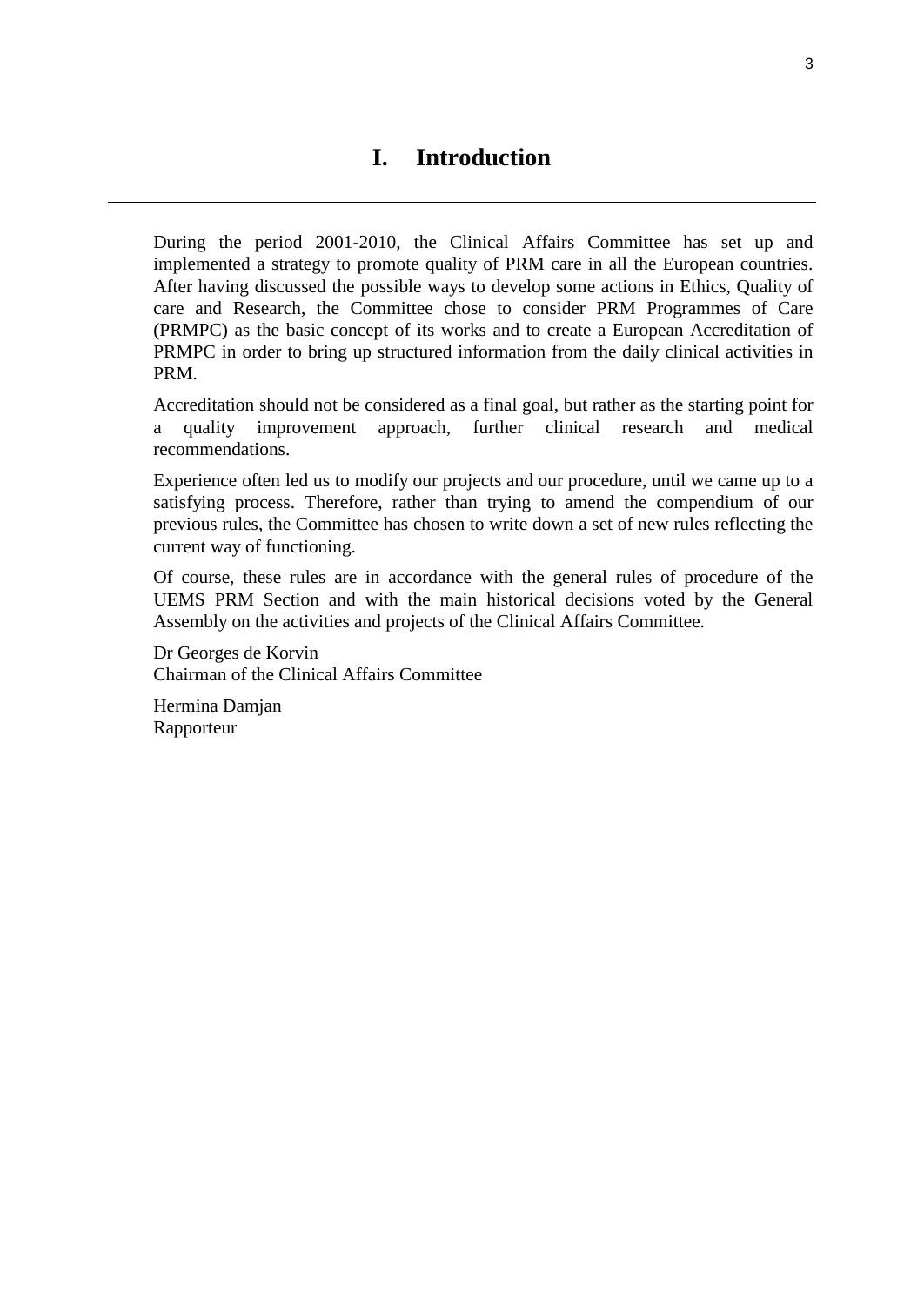# I. Introduction

---

During the period 2001-2010, the Clinical Affairs Committee has set up and implemented a strategy to promote quality of PRM care in all the European countries. After having discussed the possible ways to develop some actions in Ethics, Quality of care and Research, the Committee chose to consider PRM Programmes of Care (PRMPC) as the basic concept of its works and to create a European Accreditation of PRMPC in order to bring up structured information from the daily clinical activities in PRM.

Accreditation should not be considered as a final goal, but rather as the starting point for a quality improvement approach, further clinical research and medical recommendations.

Experience often led us to modify our projects and our procedure, until we came up to a satisfying process. Therefore, rather than trying to amend the compendium of our previous rules, the Committee has chosen to write down a set of new rules reflecting the current way of functioning.

Of course, these rules are in accordance with the general rules of procedure of the UEMS PRM Section and with the main historical decisions voted by the General Assembly on the activities and projects of the Clinical Affairs Committee.

Dr Georges de Korvin
Chairman of the Clinical Affairs Committee

Hermina Damjan
Rapporteur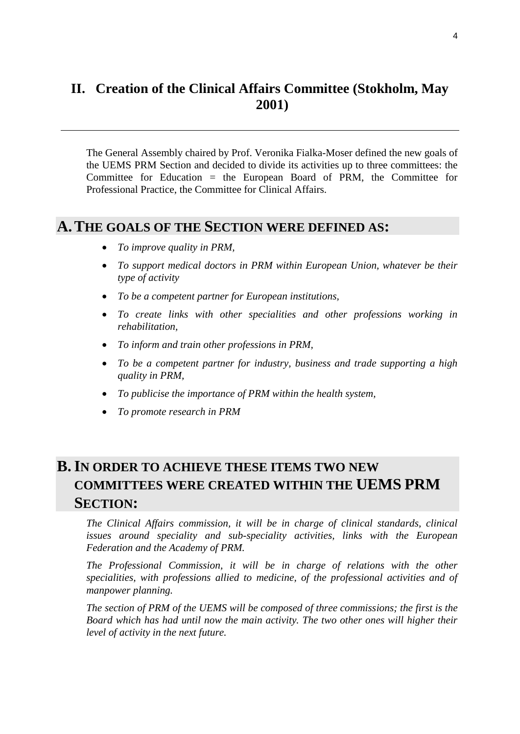## II. Creation of the Clinical Affairs Committee (Stokholm, May 2001)

---

The General Assembly chaired by Prof. Veronika Fialka-Moser defined the new goals of the UEMS PRM Section and decided to divide its activities up to three committees: the Committee for Education = the European Board of PRM, the Committee for Professional Practice, the Committee for Clinical Affairs.

### A. THE GOALS OF THE SECTION WERE DEFINED AS:

- *To improve quality in PRM,*
- *To support medical doctors in PRM within European Union, whatever be their type of activity*
- *To be a competent partner for European institutions,*
- *To create links with other specialities and other professions working in rehabilitation,*
- *To inform and train other professions in PRM,*
- *To be a competent partner for industry, business and trade supporting a high quality in PRM,*
- *To publicise the importance of PRM within the health system,*
- *To promote research in PRM*

### B. IN ORDER TO ACHIEVE THESE ITEMS TWO NEW COMMITTEES WERE CREATED WITHIN THE UEMS PRM SECTION:

*The Clinical Affairs commission, it will be in charge of clinical standards, clinical issues around speciality and sub-speciality activities, links with the European Federation and the Academy of PRM.*

*The Professional Commission, it will be in charge of relations with the other specialities, with professions allied to medicine, of the professional activities and of manpower planning.*

*The section of PRM of the UEMS will be composed of three commissions; the first is the Board which has had until now the main activity. The two other ones will higher their level of activity in the next future.*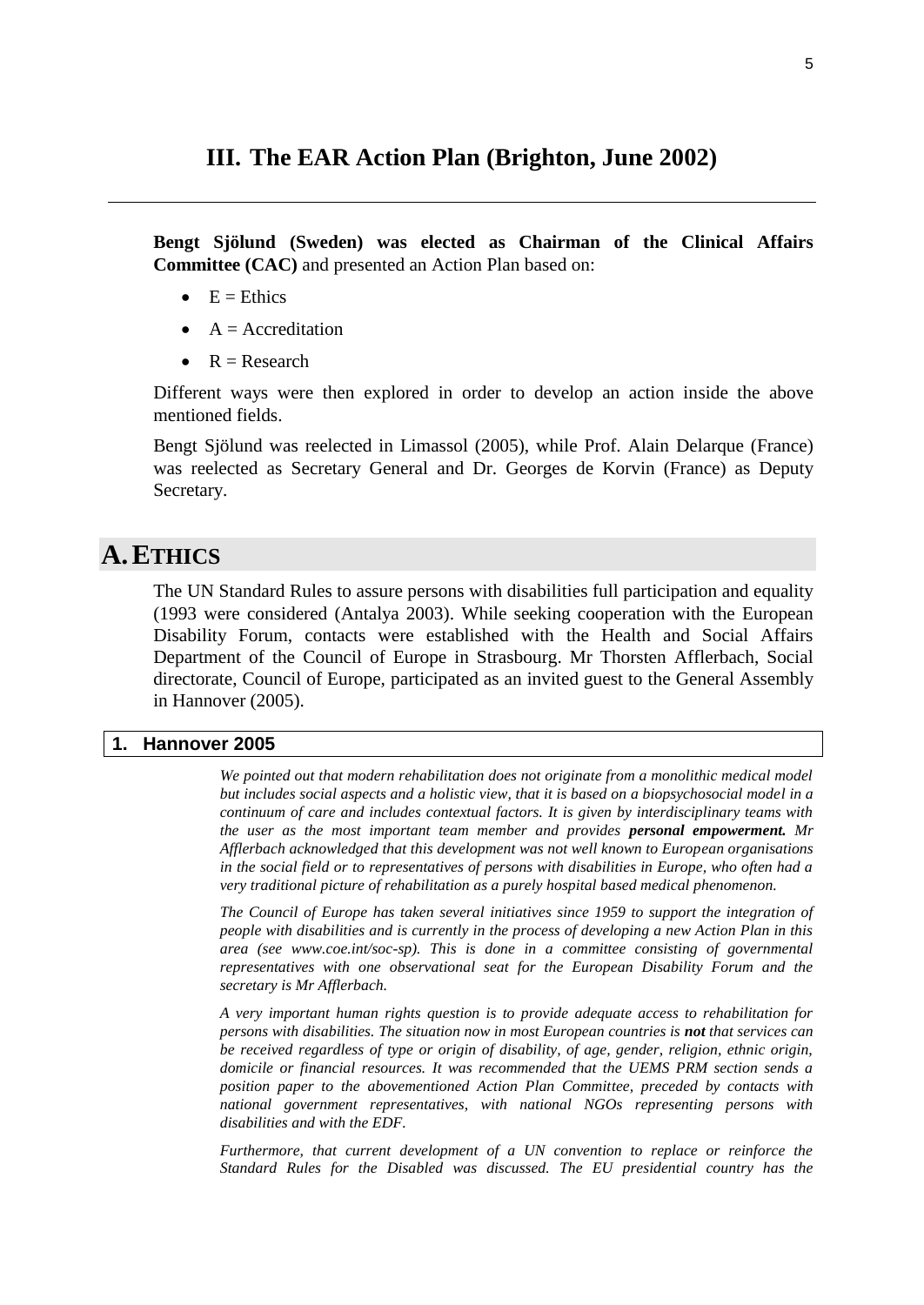# III. The EAR Action Plan (Brighton, June 2002)

**Bengt Sjölund (Sweden) was elected as Chairman of the Clinical Affairs Committee (CAC)** and presented an Action Plan based on:

- E = Ethics
- A = Accreditation
- R = Research

Different ways were then explored in order to develop an action inside the above mentioned fields.

Bengt Sjölund was reelected in Limassol (2005), while Prof. Alain Delarque (France) was reelected as Secretary General and Dr. Georges de Korvin (France) as Deputy Secretary.

## A. ETHICS

The UN Standard Rules to assure persons with disabilities full participation and equality (1993 were considered (Antalya 2003). While seeking cooperation with the European Disability Forum, contacts were established with the Health and Social Affairs Department of the Council of Europe in Strasbourg. Mr Thorsten Afflerbach, Social directorate, Council of Europe, participated as an invited guest to the General Assembly in Hannover (2005).

### 1. Hannover 2005

*We pointed out that modern rehabilitation does not originate from a monolithic medical model but includes social aspects and a holistic view, that it is based on a biopsychosocial model in a continuum of care and includes contextual factors. It is given by interdisciplinary teams with the user as the most important team member and provides **personal empowerment.** Mr Afflerbach acknowledged that this development was not well known to European organisations in the social field or to representatives of persons with disabilities in Europe, who often had a very traditional picture of rehabilitation as a purely hospital based medical phenomenon.*

*The Council of Europe has taken several initiatives since 1959 to support the integration of people with disabilities and is currently in the process of developing a new Action Plan in this area (see www.coe.int/soc-sp). This is done in a committee consisting of governmental representatives with one observational seat for the European Disability Forum and the secretary is Mr Afflerbach.*

*A very important human rights question is to provide adequate access to rehabilitation for persons with disabilities. The situation now in most European countries is **not** that services can be received regardless of type or origin of disability, of age, gender, religion, ethnic origin, domicile or financial resources. It was recommended that the UEMS PRM section sends a position paper to the abovementioned Action Plan Committee, preceded by contacts with national government representatives, with national NGOs representing persons with disabilities and with the EDF.*

*Furthermore, that current development of a UN convention to replace or reinforce the Standard Rules for the Disabled was discussed. The EU presidential country has the*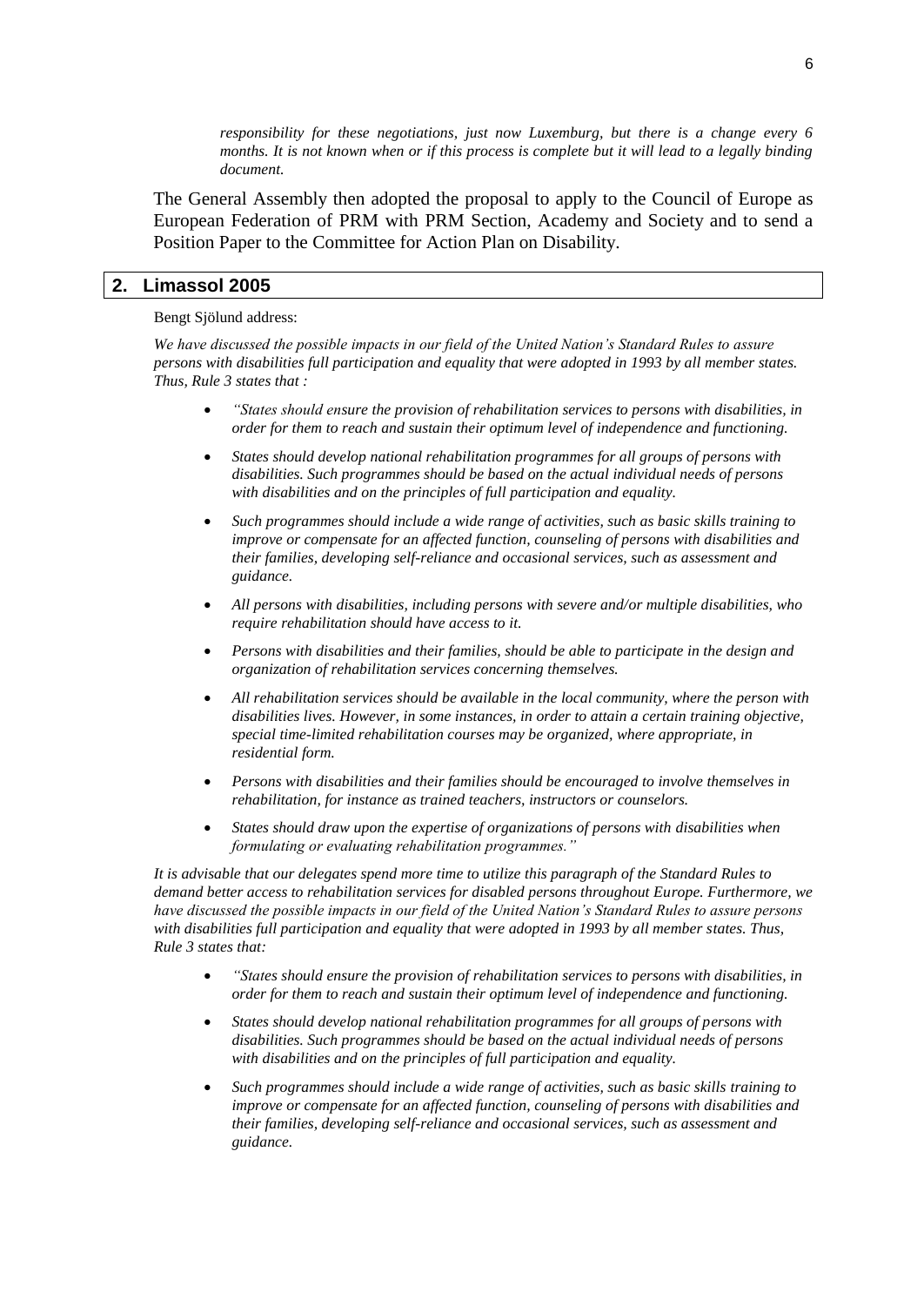*responsibility for these negotiations, just now Luxemburg, but there is a change every 6 months. It is not known when or if this process is complete but it will lead to a legally binding document.*

The General Assembly then adopted the proposal to apply to the Council of Europe as European Federation of PRM with PRM Section, Academy and Society and to send a Position Paper to the Committee for Action Plan on Disability.

## 2. Limassol 2005

Bengt Sjölund address:

*We have discussed the possible impacts in our field of the United Nation's Standard Rules to assure persons with disabilities full participation and equality that were adopted in 1993 by all member states. Thus, Rule 3 states that :*

- *"States should ensure the provision of rehabilitation services to persons with disabilities, in order for them to reach and sustain their optimum level of independence and functioning.*
- *States should develop national rehabilitation programmes for all groups of persons with disabilities. Such programmes should be based on the actual individual needs of persons with disabilities and on the principles of full participation and equality.*
- *Such programmes should include a wide range of activities, such as basic skills training to improve or compensate for an affected function, counseling of persons with disabilities and their families, developing self-reliance and occasional services, such as assessment and guidance.*
- *All persons with disabilities, including persons with severe and/or multiple disabilities, who require rehabilitation should have access to it.*
- *Persons with disabilities and their families, should be able to participate in the design and organization of rehabilitation services concerning themselves.*
- *All rehabilitation services should be available in the local community, where the person with disabilities lives. However, in some instances, in order to attain a certain training objective, special time-limited rehabilitation courses may be organized, where appropriate, in residential form.*
- *Persons with disabilities and their families should be encouraged to involve themselves in rehabilitation, for instance as trained teachers, instructors or counselors.*
- *States should draw upon the expertise of organizations of persons with disabilities when formulating or evaluating rehabilitation programmes."*

*It is advisable that our delegates spend more time to utilize this paragraph of the Standard Rules to demand better access to rehabilitation services for disabled persons throughout Europe. Furthermore, we have discussed the possible impacts in our field of the United Nation's Standard Rules to assure persons with disabilities full participation and equality that were adopted in 1993 by all member states. Thus, Rule 3 states that:*

- *"States should ensure the provision of rehabilitation services to persons with disabilities, in order for them to reach and sustain their optimum level of independence and functioning.*
- *States should develop national rehabilitation programmes for all groups of persons with disabilities. Such programmes should be based on the actual individual needs of persons with disabilities and on the principles of full participation and equality.*
- *Such programmes should include a wide range of activities, such as basic skills training to improve or compensate for an affected function, counseling of persons with disabilities and their families, developing self-reliance and occasional services, such as assessment and guidance.*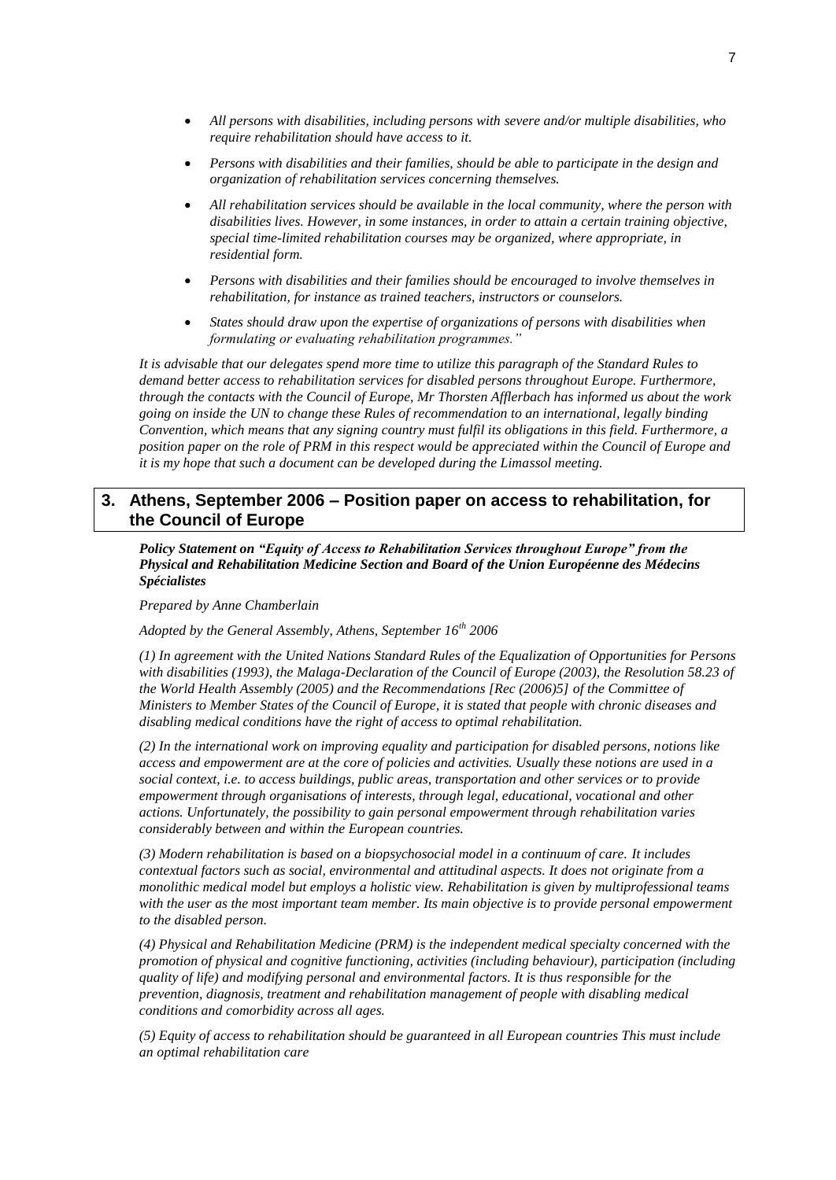- *All persons with disabilities, including persons with severe and/or multiple disabilities, who require rehabilitation should have access to it.*
- *Persons with disabilities and their families, should be able to participate in the design and organization of rehabilitation services concerning themselves.*
- *All rehabilitation services should be available in the local community, where the person with disabilities lives. However, in some instances, in order to attain a certain training objective, special time-limited rehabilitation courses may be organized, where appropriate, in residential form.*
- *Persons with disabilities and their families should be encouraged to involve themselves in rehabilitation, for instance as trained teachers, instructors or counselors.*
- *States should draw upon the expertise of organizations of persons with disabilities when formulating or evaluating rehabilitation programmes."*

*It is advisable that our delegates spend more time to utilize this paragraph of the Standard Rules to demand better access to rehabilitation services for disabled persons throughout Europe. Furthermore, through the contacts with the Council of Europe, Mr Thorsten Afflerbach has informed us about the work going on inside the UN to change these Rules of recommendation to an international, legally binding Convention, which means that any signing country must fulfil its obligations in this field. Furthermore, a position paper on the role of PRM in this respect would be appreciated within the Council of Europe and it is my hope that such a document can be developed during the Limassol meeting.*

## 3. Athens, September 2006 – Position paper on access to rehabilitation, for the Council of Europe

***Policy Statement on "Equity of Access to Rehabilitation Services throughout Europe" from the Physical and Rehabilitation Medicine Section and Board of the Union Européenne des Médecins Spécialistes***

*Prepared by Anne Chamberlain*

*Adopted by the General Assembly, Athens, September 16th 2006*

*(1) In agreement with the United Nations Standard Rules of the Equalization of Opportunities for Persons with disabilities (1993), the Malaga-Declaration of the Council of Europe (2003), the Resolution 58.23 of the World Health Assembly (2005) and the Recommendations [Rec (2006)5] of the Committee of Ministers to Member States of the Council of Europe, it is stated that people with chronic diseases and disabling medical conditions have the right of access to optimal rehabilitation.*

*(2) In the international work on improving equality and participation for disabled persons, notions like access and empowerment are at the core of policies and activities. Usually these notions are used in a social context, i.e. to access buildings, public areas, transportation and other services or to provide empowerment through organisations of interests, through legal, educational, vocational and other actions. Unfortunately, the possibility to gain personal empowerment through rehabilitation varies considerably between and within the European countries.*

*(3) Modern rehabilitation is based on a biopsychosocial model in a continuum of care. It includes contextual factors such as social, environmental and attitudinal aspects. It does not originate from a monolithic medical model but employs a holistic view. Rehabilitation is given by multiprofessional teams with the user as the most important team member. Its main objective is to provide personal empowerment to the disabled person.*

*(4) Physical and Rehabilitation Medicine (PRM) is the independent medical specialty concerned with the promotion of physical and cognitive functioning, activities (including behaviour), participation (including quality of life) and modifying personal and environmental factors. It is thus responsible for the prevention, diagnosis, treatment and rehabilitation management of people with disabling medical conditions and comorbidity across all ages.*

*(5) Equity of access to rehabilitation should be guaranteed in all European countries This must include an optimal rehabilitation care*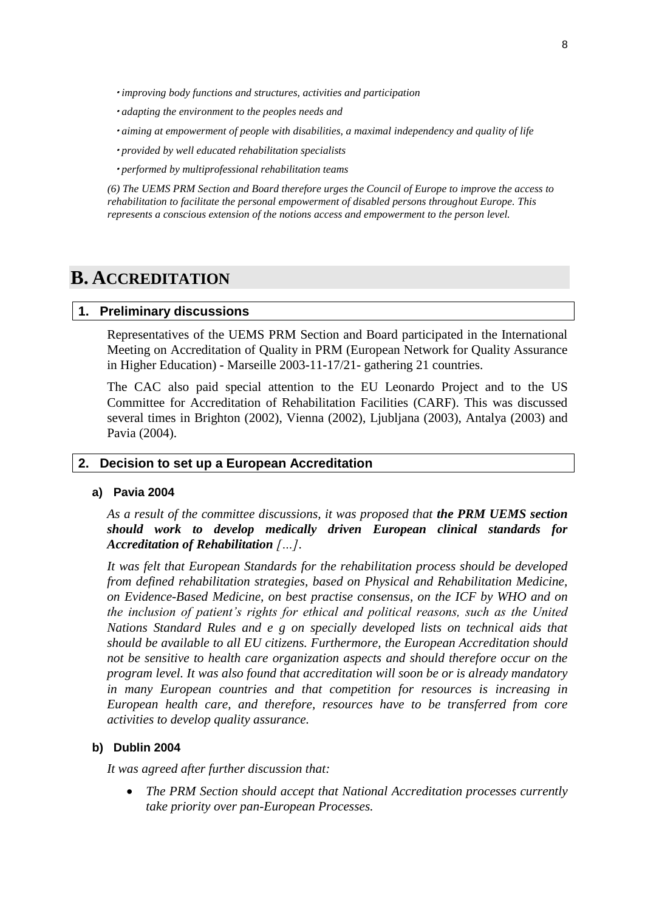- *improving body functions and structures, activities and participation*
- *adapting the environment to the peoples needs and*
- *aiming at empowerment of people with disabilities, a maximal independency and quality of life*
- *provided by well educated rehabilitation specialists*
- *performed by multiprofessional rehabilitation teams*

*(6) The UEMS PRM Section and Board therefore urges the Council of Europe to improve the access to rehabilitation to facilitate the personal empowerment of disabled persons throughout Europe. This represents a conscious extension of the notions access and empowerment to the person level.*

# B. ACCREDITATION

## 1. Preliminary discussions

Representatives of the UEMS PRM Section and Board participated in the International Meeting on Accreditation of Quality in PRM (European Network for Quality Assurance in Higher Education) - Marseille 2003-11-17/21- gathering 21 countries.

The CAC also paid special attention to the EU Leonardo Project and to the US Committee for Accreditation of Rehabilitation Facilities (CARF). This was discussed several times in Brighton (2002), Vienna (2002), Ljubljana (2003), Antalya (2003) and Pavia (2004).

## 2. Decision to set up a European Accreditation

### a) Pavia 2004

*As a result of the committee discussions, it was proposed that **the PRM UEMS section should work to develop medically driven European clinical standards for Accreditation of Rehabilitation** […].*

*It was felt that European Standards for the rehabilitation process should be developed from defined rehabilitation strategies, based on Physical and Rehabilitation Medicine, on Evidence-Based Medicine, on best practise consensus, on the ICF by WHO and on the inclusion of patient's rights for ethical and political reasons, such as the United Nations Standard Rules and e g on specially developed lists on technical aids that should be available to all EU citizens. Furthermore, the European Accreditation should not be sensitive to health care organization aspects and should therefore occur on the program level. It was also found that accreditation will soon be or is already mandatory in many European countries and that competition for resources is increasing in European health care, and therefore, resources have to be transferred from core activities to develop quality assurance.*

### b) Dublin 2004

*It was agreed after further discussion that:*

- *The PRM Section should accept that National Accreditation processes currently take priority over pan-European Processes.*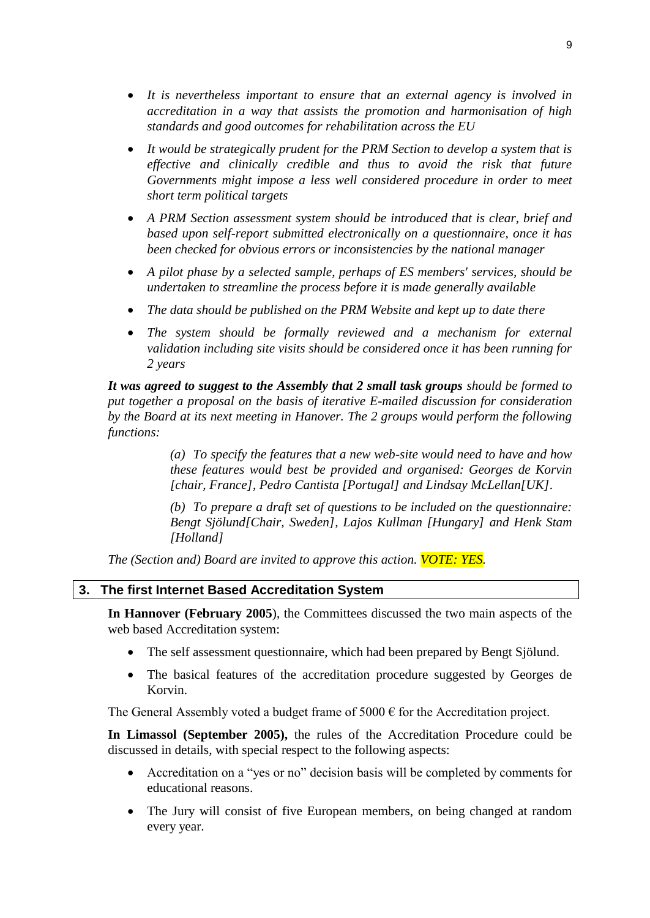- *It is nevertheless important to ensure that an external agency is involved in accreditation in a way that assists the promotion and harmonisation of high standards and good outcomes for rehabilitation across the EU*
- *It would be strategically prudent for the PRM Section to develop a system that is effective and clinically credible and thus to avoid the risk that future Governments might impose a less well considered procedure in order to meet short term political targets*
- *A PRM Section assessment system should be introduced that is clear, brief and based upon self-report submitted electronically on a questionnaire, once it has been checked for obvious errors or inconsistencies by the national manager*
- *A pilot phase by a selected sample, perhaps of ES members' services, should be undertaken to streamline the process before it is made generally available*
- *The data should be published on the PRM Website and kept up to date there*
- *The system should be formally reviewed and a mechanism for external validation including site visits should be considered once it has been running for 2 years*

***It was agreed to suggest to the Assembly that 2 small task groups*** *should be formed to put together a proposal on the basis of iterative E-mailed discussion for consideration by the Board at its next meeting in Hanover. The 2 groups would perform the following functions:*

> *(a) To specify the features that a new web-site would need to have and how these features would best be provided and organised: Georges de Korvin [chair, France], Pedro Cantista [Portugal] and Lindsay McLellan[UK].*
>
> *(b) To prepare a draft set of questions to be included on the questionnaire: Bengt Sjölund[Chair, Sweden], Lajos Kullman [Hungary] and Henk Stam [Holland]*

*The (Section and) Board are invited to approve this action. VOTE: YES.*

## 3. The first Internet Based Accreditation System

**In Hannover (February 2005**), the Committees discussed the two main aspects of the web based Accreditation system:

- The self assessment questionnaire, which had been prepared by Bengt Sjölund.
- The basical features of the accreditation procedure suggested by Georges de Korvin.

The General Assembly voted a budget frame of 5000 € for the Accreditation project.

**In Limassol (September 2005),** the rules of the Accreditation Procedure could be discussed in details, with special respect to the following aspects:

- Accreditation on a "yes or no" decision basis will be completed by comments for educational reasons.
- The Jury will consist of five European members, on being changed at random every year.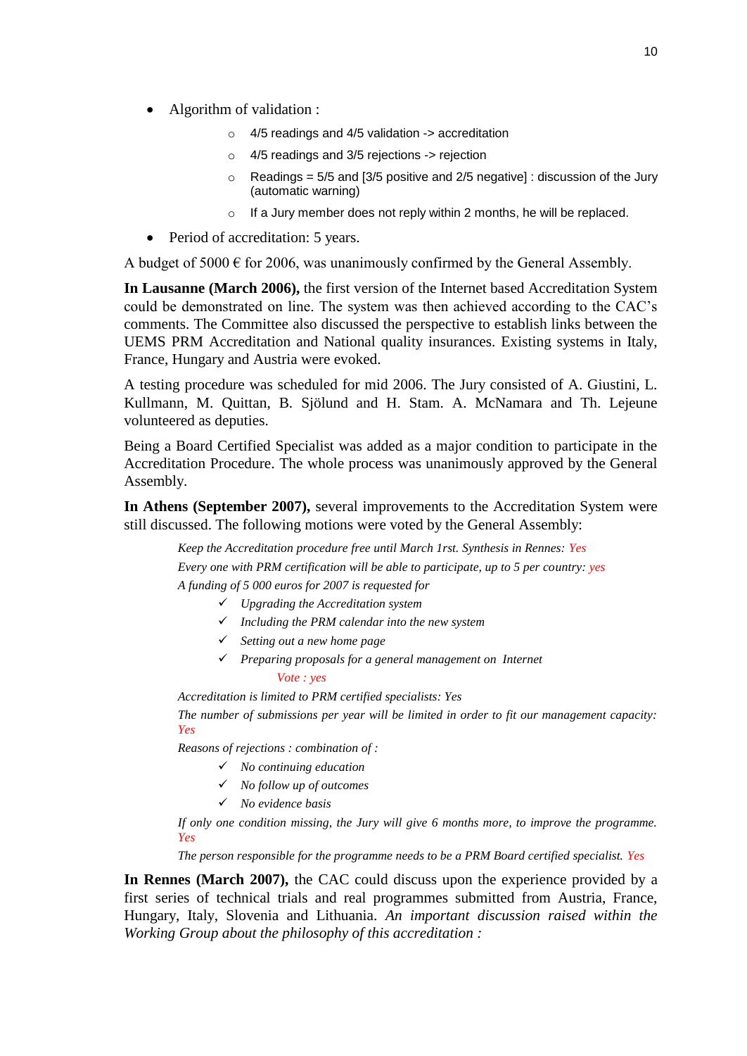- Algorithm of validation :
  - 4/5 readings and 4/5 validation -> accreditation
  - 4/5 readings and 3/5 rejections -> rejection
  - Readings = 5/5 and [3/5 positive and 2/5 negative] : discussion of the Jury (automatic warning)
  - If a Jury member does not reply within 2 months, he will be replaced.
- Period of accreditation: 5 years.

A budget of 5000 € for 2006, was unanimously confirmed by the General Assembly.

**In Lausanne (March 2006),** the first version of the Internet based Accreditation System could be demonstrated on line. The system was then achieved according to the CAC's comments. The Committee also discussed the perspective to establish links between the UEMS PRM Accreditation and National quality insurances. Existing systems in Italy, France, Hungary and Austria were evoked.

A testing procedure was scheduled for mid 2006. The Jury consisted of A. Giustini, L. Kullmann, M. Quittan, B. Sjölund and H. Stam. A. McNamara and Th. Lejeune volunteered as deputies.

Being a Board Certified Specialist was added as a major condition to participate in the Accreditation Procedure. The whole process was unanimously approved by the General Assembly.

**In Athens (September 2007),** several improvements to the Accreditation System were still discussed. The following motions were voted by the General Assembly:

*Keep the Accreditation procedure free until March 1rst. Synthesis in Rennes: Yes*

*Every one with PRM certification will be able to participate, up to 5 per country: yes*

*A funding of 5 000 euros for 2007 is requested for*

- ✓ *Upgrading the Accreditation system*
- ✓ *Including the PRM calendar into the new system*
- ✓ *Setting out a new home page*
- ✓ *Preparing proposals for a general management on Internet*

*Vote : yes*

*Accreditation is limited to PRM certified specialists: Yes*

*The number of submissions per year will be limited in order to fit our management capacity: Yes*

*Reasons of rejections : combination of :*

- ✓ *No continuing education*
- ✓ *No follow up of outcomes*
- ✓ *No evidence basis*

*If only one condition missing, the Jury will give 6 months more, to improve the programme. Yes*

*The person responsible for the programme needs to be a PRM Board certified specialist. Yes*

**In Rennes (March 2007),** the CAC could discuss upon the experience provided by a first series of technical trials and real programmes submitted from Austria, France, Hungary, Italy, Slovenia and Lithuania. *An important discussion raised within the Working Group about the philosophy of this accreditation :*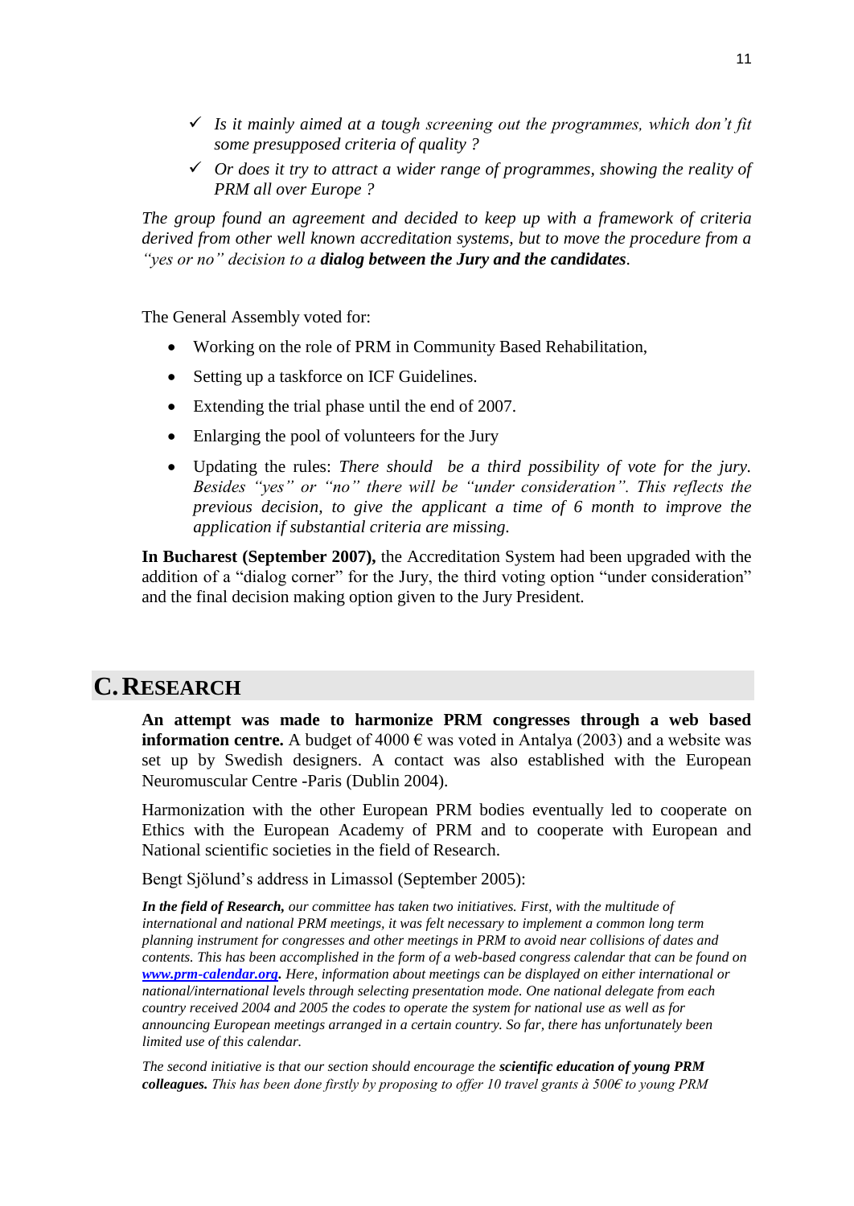- ✓ *Is it mainly aimed at a tough screening out the programmes, which don't fit some presupposed criteria of quality ?*
- ✓ *Or does it try to attract a wider range of programmes, showing the reality of PRM all over Europe ?*

*The group found an agreement and decided to keep up with a framework of criteria derived from other well known accreditation systems, but to move the procedure from a "yes or no" decision to a* ***dialog between the Jury and the candidates****.*

The General Assembly voted for:

- Working on the role of PRM in Community Based Rehabilitation,
- Setting up a taskforce on ICF Guidelines.
- Extending the trial phase until the end of 2007.
- Enlarging the pool of volunteers for the Jury
- Updating the rules: *There should be a third possibility of vote for the jury. Besides "yes" or "no" there will be "under consideration". This reflects the previous decision, to give the applicant a time of 6 month to improve the application if substantial criteria are missing.*

**In Bucharest (September 2007),** the Accreditation System had been upgraded with the addition of a "dialog corner" for the Jury, the third voting option "under consideration" and the final decision making option given to the Jury President.

## C. RESEARCH

**An attempt was made to harmonize PRM congresses through a web based information centre.** A budget of 4000 € was voted in Antalya (2003) and a website was set up by Swedish designers. A contact was also established with the European Neuromuscular Centre -Paris (Dublin 2004).

Harmonization with the other European PRM bodies eventually led to cooperate on Ethics with the European Academy of PRM and to cooperate with European and National scientific societies in the field of Research.

Bengt Sjölund's address in Limassol (September 2005):

***In the field of Research,*** *our committee has taken two initiatives. First, with the multitude of international and national PRM meetings, it was felt necessary to implement a common long term planning instrument for congresses and other meetings in PRM to avoid near collisions of dates and contents. This has been accomplished in the form of a web-based congress calendar that can be found on* ***www.prm-calendar.org****. Here, information about meetings can be displayed on either international or national/international levels through selecting presentation mode. One national delegate from each country received 2004 and 2005 the codes to operate the system for national use as well as for announcing European meetings arranged in a certain country. So far, there has unfortunately been limited use of this calendar.*

*The second initiative is that our section should encourage the* ***scientific education of young PRM colleagues.*** *This has been done firstly by proposing to offer 10 travel grants à 500€ to young PRM*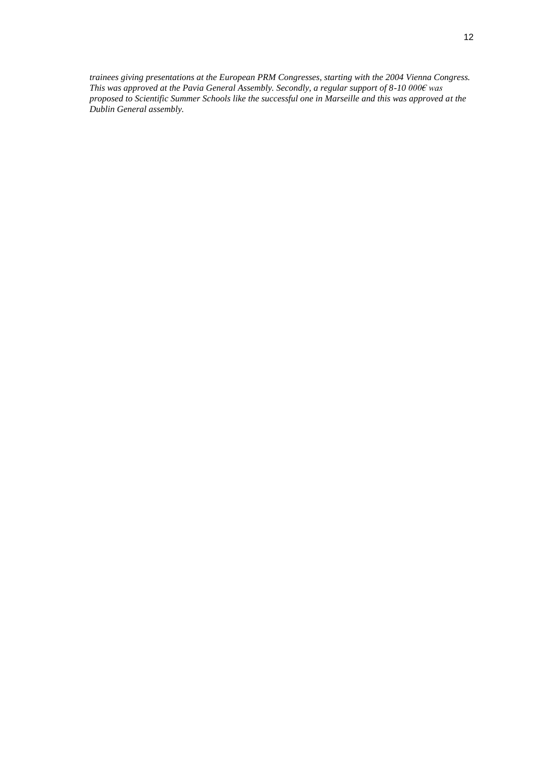*trainees giving presentations at the European PRM Congresses, starting with the 2004 Vienna Congress. This was approved at the Pavia General Assembly. Secondly, a regular support of 8-10 000€ was proposed to Scientific Summer Schools like the successful one in Marseille and this was approved at the Dublin General assembly.*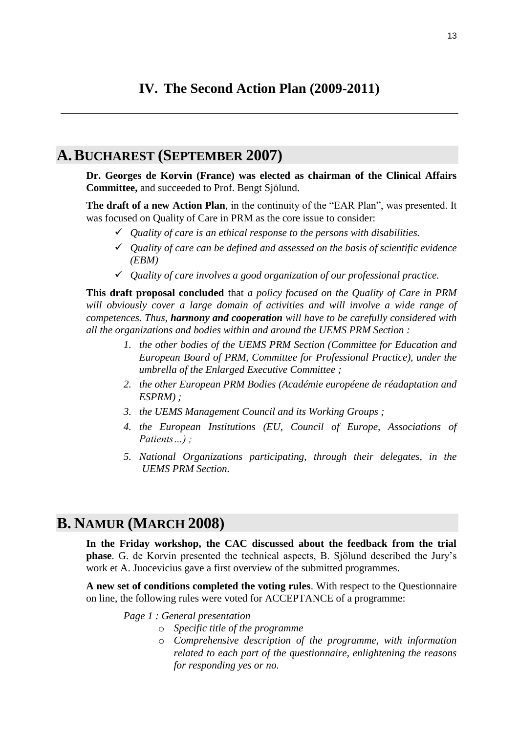# IV. The Second Action Plan (2009-2011)

## A. Bucharest (September 2007)

**Dr. Georges de Korvin (France) was elected as chairman of the Clinical Affairs Committee,** and succeeded to Prof. Bengt Sjölund.

**The draft of a new Action Plan**, in the continuity of the "EAR Plan", was presented. It was focused on Quality of Care in PRM as the core issue to consider:

- ✓ *Quality of care is an ethical response to the persons with disabilities.*
- ✓ *Quality of care can be defined and assessed on the basis of scientific evidence (EBM)*
- ✓ *Quality of care involves a good organization of our professional practice.*

**This draft proposal concluded** that *a policy focused on the Quality of Care in PRM will obviously cover a large domain of activities and will involve a wide range of competences. Thus, **harmony and cooperation** will have to be carefully considered with all the organizations and bodies within and around the UEMS PRM Section :*

1. *the other bodies of the UEMS PRM Section (Committee for Education and European Board of PRM, Committee for Professional Practice), under the umbrella of the Enlarged Executive Committee ;*
2. *the other European PRM Bodies (Académie europ​éene de réadaptation and ESPRM) ;*
3. *the UEMS Management Council and its Working Groups ;*
4. *the European Institutions (EU, Council of Europe, Associations of Patients…) ;*
5. *National Organizations participating, through their delegates, in the UEMS PRM Section.*

## B. Namur (March 2008)

**In the Friday workshop, the CAC discussed about the feedback from the trial phase**. G. de Korvin presented the technical aspects, B. Sjölund described the Jury's work et A. Juocevicius gave a first overview of the submitted programmes.

**A new set of conditions completed the voting rules**. With respect to the Questionnaire on line, the following rules were voted for ACCEPTANCE of a programme:

*Page 1 : General presentation*

- *Specific title of the programme*
- *Comprehensive description of the programme, with information related to each part of the questionnaire, enlightening the reasons for responding yes or no.*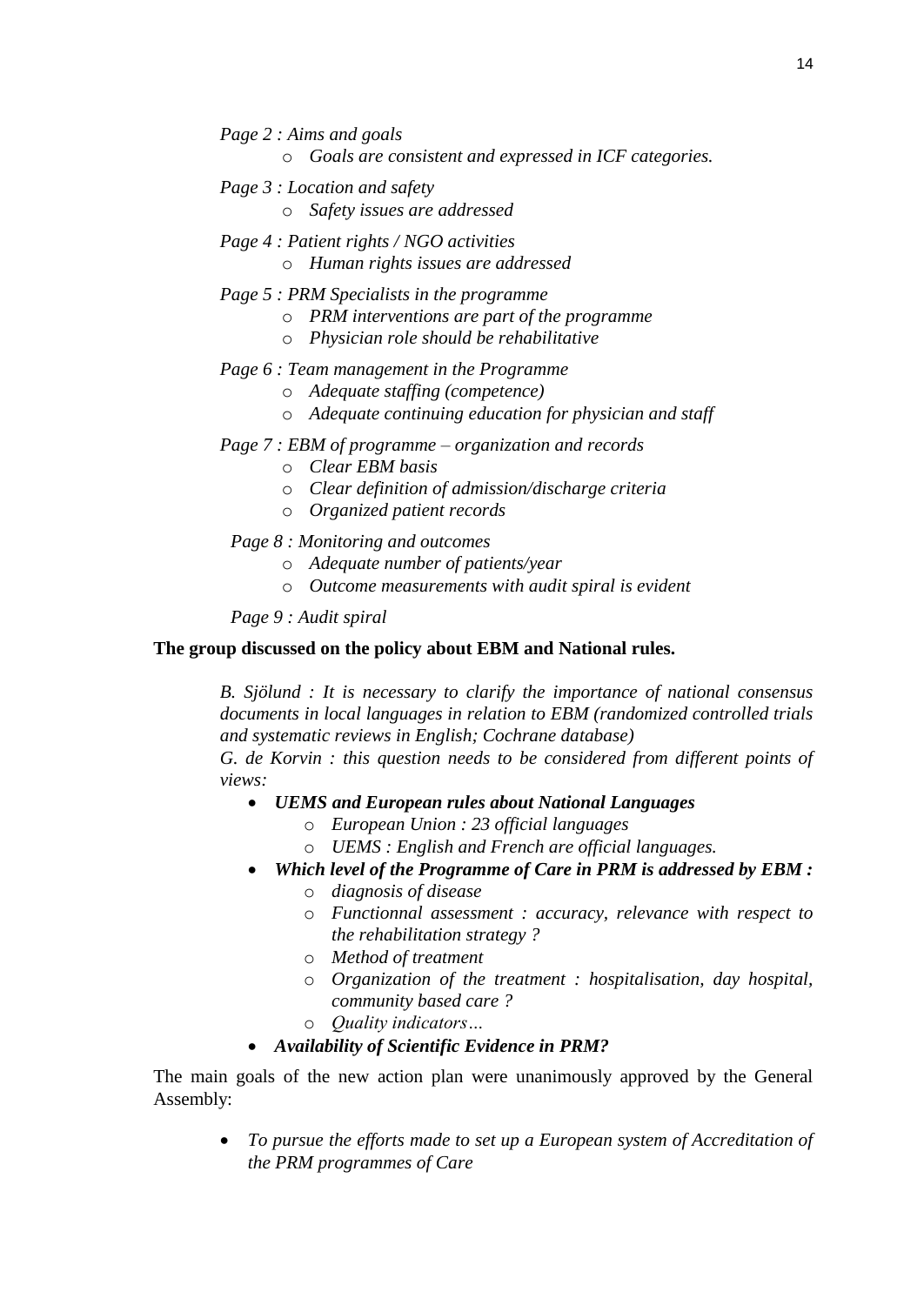*Page 2 : Aims and goals*

- *Goals are consistent and expressed in ICF categories.*

*Page 3 : Location and safety*

- *Safety issues are addressed*

*Page 4 : Patient rights / NGO activities*

- *Human rights issues are addressed*

*Page 5 : PRM Specialists in the programme*

- *PRM interventions are part of the programme*
- *Physician role should be rehabilitative*

*Page 6 : Team management in the Programme*

- *Adequate staffing (competence)*
- *Adequate continuing education for physician and staff*

*Page 7 : EBM of programme – organization and records*

- *Clear EBM basis*
- *Clear definition of admission/discharge criteria*
- *Organized patient records*

*Page 8 : Monitoring and outcomes*

- *Adequate number of patients/year*
- *Outcome measurements with audit spiral is evident*

*Page 9 : Audit spiral*

**The group discussed on the policy about EBM and National rules.**

*B. Sjölund : It is necessary to clarify the importance of national consensus documents in local languages in relation to EBM (randomized controlled trials and systematic reviews in English; Cochrane database)*

*G. de Korvin : this question needs to be considered from different points of views:*

- ***UEMS and European rules about National Languages***
    - *European Union : 23 official languages*
    - *UEMS : English and French are official languages.*
- ***Which level of the Programme of Care in PRM is addressed by EBM :***
    - *diagnosis of disease*
    - *Functionnal assessment : accuracy, relevance with respect to the rehabilitation strategy ?*
    - *Method of treatment*
    - *Organization of the treatment : hospitalisation, day hospital, community based care ?*
    - *Quality indicators…*
- ***Availability of Scientific Evidence in PRM?***

The main goals of the new action plan were unanimously approved by the General Assembly:

- *To pursue the efforts made to set up a European system of Accreditation of the PRM programmes of Care*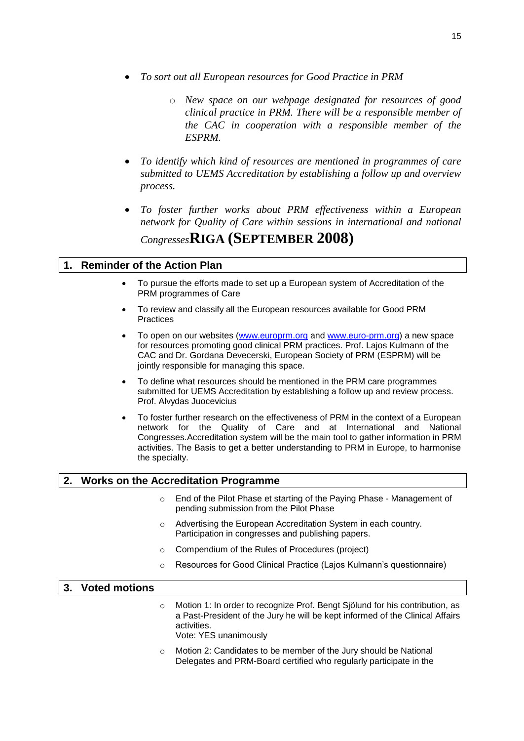- *To sort out all European resources for Good Practice in PRM*
    - *New space on our webpage designated for resources of good clinical practice in PRM. There will be a responsible member of the CAC in cooperation with a responsible member of the ESPRM.*
- *To identify which kind of resources are mentioned in programmes of care submitted to UEMS Accreditation by establishing a follow up and overview process.*
- *To foster further works about PRM effectiveness within a European network for Quality of Care within sessions in international and national Congresses*

# RIGA (SEPTEMBER 2008)

## 1. Reminder of the Action Plan

- To pursue the efforts made to set up a European system of Accreditation of the PRM programmes of Care
- To review and classify all the European resources available for Good PRM Practices
- To open on our websites ([www.europrm.org](www.europrm.org) and [www.euro-prm.org](www.euro-prm.org)) a new space for resources promoting good clinical PRM practices. Prof. Lajos Kulmann of the CAC and Dr. Gordana Devecerski, European Society of PRM (ESPRM) will be jointly responsible for managing this space.
- To define what resources should be mentioned in the PRM care programmes submitted for UEMS Accreditation by establishing a follow up and review process. Prof. Alvydas Juocevicius
- To foster further research on the effectiveness of PRM in the context of a European network for the Quality of Care and at International and National Congresses.Accreditation system will be the main tool to gather information in PRM activities. The Basis to get a better understanding to PRM in Europe, to harmonise the specialty.

## 2. Works on the Accreditation Programme

- End of the Pilot Phase et starting of the Paying Phase - Management of pending submission from the Pilot Phase
- Advertising the European Accreditation System in each country. Participation in congresses and publishing papers.
- Compendium of the Rules of Procedures (project)
- Resources for Good Clinical Practice (Lajos Kulmann's questionnaire)

## 3. Voted motions

- Motion 1: In order to recognize Prof. Bengt Sjölund for his contribution, as a Past-President of the Jury he will be kept informed of the Clinical Affairs activities.
  Vote: YES unanimously
- Motion 2: Candidates to be member of the Jury should be National Delegates and PRM-Board certified who regularly participate in the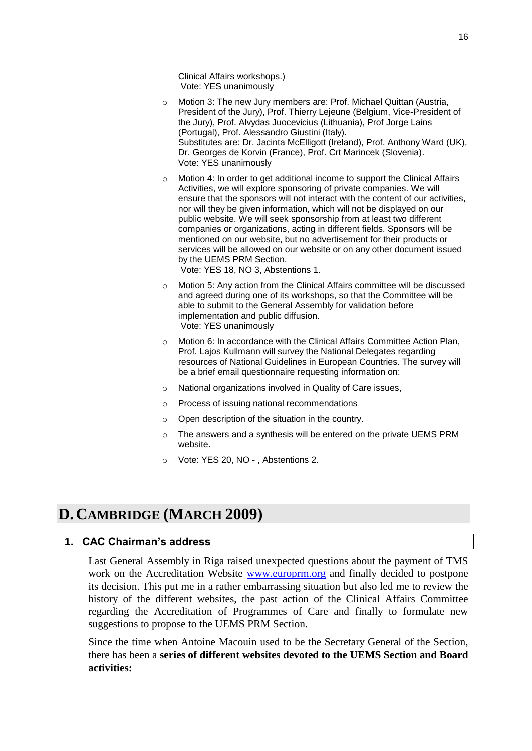Clinical Affairs workshops.)
Vote: YES unanimously

- Motion 3: The new Jury members are: Prof. Michael Quittan (Austria, President of the Jury), Prof. Thierry Lejeune (Belgium, Vice-President of the Jury), Prof. Alvydas Juocevicius (Lithuania), Prof Jorge Lains (Portugal), Prof. Alessandro Giustini (Italy).
Substitutes are: Dr. Jacinta McElligott (Ireland), Prof. Anthony Ward (UK), Dr. Georges de Korvin (France), Prof. Crt Marincek (Slovenia).
Vote: YES unanimously
- Motion 4: In order to get additional income to support the Clinical Affairs Activities, we will explore sponsoring of private companies. We will ensure that the sponsors will not interact with the content of our activities, nor will they be given information, which will not be displayed on our public website. We will seek sponsorship from at least two different companies or organizations, acting in different fields. Sponsors will be mentioned on our website, but no advertisement for their products or services will be allowed on our website or on any other document issued by the UEMS PRM Section.
Vote: YES 18, NO 3, Abstentions 1.
- Motion 5: Any action from the Clinical Affairs committee will be discussed and agreed during one of its workshops, so that the Committee will be able to submit to the General Assembly for validation before implementation and public diffusion.
Vote: YES unanimously
- Motion 6: In accordance with the Clinical Affairs Committee Action Plan, Prof. Lajos Kullmann will survey the National Delegates regarding resources of National Guidelines in European Countries. The survey will be a brief email questionnaire requesting information on:
- National organizations involved in Quality of Care issues,
- Process of issuing national recommendations
- Open description of the situation in the country.
- The answers and a synthesis will be entered on the private UEMS PRM website.
- Vote: YES 20, NO - , Abstentions 2.

# D. CAMBRIDGE (MARCH 2009)

## 1. CAC Chairman's address

Last General Assembly in Riga raised unexpected questions about the payment of TMS work on the Accreditation Website www.europrm.org and finally decided to postpone its decision. This put me in a rather embarrassing situation but also led me to review the history of the different websites, the past action of the Clinical Affairs Committee regarding the Accreditation of Programmes of Care and finally to formulate new suggestions to propose to the UEMS PRM Section.

Since the time when Antoine Macouin used to be the Secretary General of the Section, there has been a **series of different websites devoted to the UEMS Section and Board activities:**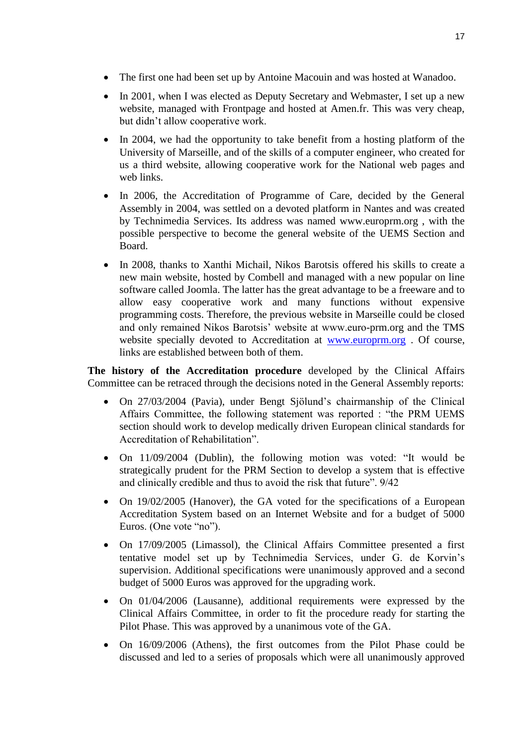- The first one had been set up by Antoine Macouin and was hosted at Wanadoo.
- In 2001, when I was elected as Deputy Secretary and Webmaster, I set up a new website, managed with Frontpage and hosted at Amen.fr. This was very cheap, but didn't allow cooperative work.
- In 2004, we had the opportunity to take benefit from a hosting platform of the University of Marseille, and of the skills of a computer engineer, who created for us a third website, allowing cooperative work for the National web pages and web links.
- In 2006, the Accreditation of Programme of Care, decided by the General Assembly in 2004, was settled on a devoted platform in Nantes and was created by Technimedia Services. Its address was named www.europrm.org , with the possible perspective to become the general website of the UEMS Section and Board.
- In 2008, thanks to Xanthi Michail, Nikos Barotsis offered his skills to create a new main website, hosted by Combell and managed with a new popular on line software called Joomla. The latter has the great advantage to be a freeware and to allow easy cooperative work and many functions without expensive programming costs. Therefore, the previous website in Marseille could be closed and only remained Nikos Barotsis' website at www.euro-prm.org and the TMS website specially devoted to Accreditation at [www.europrm.org](http://www.europrm.org) . Of course, links are established between both of them.

**The history of the Accreditation procedure** developed by the Clinical Affairs Committee can be retraced through the decisions noted in the General Assembly reports:

- On 27/03/2004 (Pavia), under Bengt Sjölund's chairmanship of the Clinical Affairs Committee, the following statement was reported : "the PRM UEMS section should work to develop medically driven European clinical standards for Accreditation of Rehabilitation".
- On 11/09/2004 (Dublin), the following motion was voted: "It would be strategically prudent for the PRM Section to develop a system that is effective and clinically credible and thus to avoid the risk that future". 9/42
- On 19/02/2005 (Hanover), the GA voted for the specifications of a European Accreditation System based on an Internet Website and for a budget of 5000 Euros. (One vote "no").
- On 17/09/2005 (Limassol), the Clinical Affairs Committee presented a first tentative model set up by Technimedia Services, under G. de Korvin's supervision. Additional specifications were unanimously approved and a second budget of 5000 Euros was approved for the upgrading work.
- On 01/04/2006 (Lausanne), additional requirements were expressed by the Clinical Affairs Committee, in order to fit the procedure ready for starting the Pilot Phase. This was approved by a unanimous vote of the GA.
- On 16/09/2006 (Athens), the first outcomes from the Pilot Phase could be discussed and led to a series of proposals which were all unanimously approved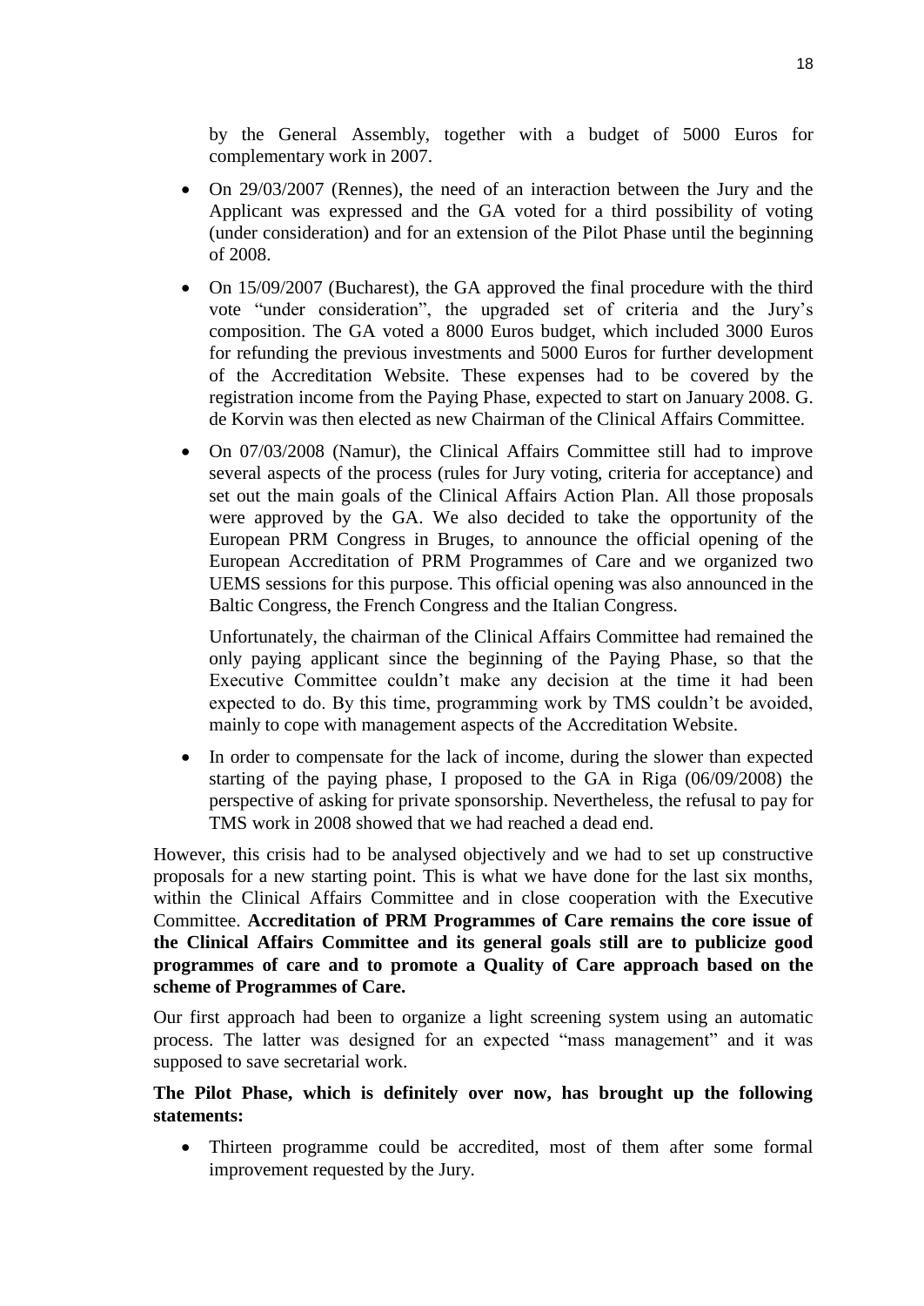by the General Assembly, together with a budget of 5000 Euros for complementary work in 2007.

- On 29/03/2007 (Rennes), the need of an interaction between the Jury and the Applicant was expressed and the GA voted for a third possibility of voting (under consideration) and for an extension of the Pilot Phase until the beginning of 2008.
- On 15/09/2007 (Bucharest), the GA approved the final procedure with the third vote "under consideration", the upgraded set of criteria and the Jury's composition. The GA voted a 8000 Euros budget, which included 3000 Euros for refunding the previous investments and 5000 Euros for further development of the Accreditation Website. These expenses had to be covered by the registration income from the Paying Phase, expected to start on January 2008. G. de Korvin was then elected as new Chairman of the Clinical Affairs Committee.
- On 07/03/2008 (Namur), the Clinical Affairs Committee still had to improve several aspects of the process (rules for Jury voting, criteria for acceptance) and set out the main goals of the Clinical Affairs Action Plan. All those proposals were approved by the GA. We also decided to take the opportunity of the European PRM Congress in Bruges, to announce the official opening of the European Accreditation of PRM Programmes of Care and we organized two UEMS sessions for this purpose. This official opening was also announced in the Baltic Congress, the French Congress and the Italian Congress.

  Unfortunately, the chairman of the Clinical Affairs Committee had remained the only paying applicant since the beginning of the Paying Phase, so that the Executive Committee couldn't make any decision at the time it had been expected to do. By this time, programming work by TMS couldn't be avoided, mainly to cope with management aspects of the Accreditation Website.
- In order to compensate for the lack of income, during the slower than expected starting of the paying phase, I proposed to the GA in Riga (06/09/2008) the perspective of asking for private sponsorship. Nevertheless, the refusal to pay for TMS work in 2008 showed that we had reached a dead end.

However, this crisis had to be analysed objectively and we had to set up constructive proposals for a new starting point. This is what we have done for the last six months, within the Clinical Affairs Committee and in close cooperation with the Executive Committee. **Accreditation of PRM Programmes of Care remains the core issue of the Clinical Affairs Committee and its general goals still are to publicize good programmes of care and to promote a Quality of Care approach based on the scheme of Programmes of Care.**

Our first approach had been to organize a light screening system using an automatic process. The latter was designed for an expected "mass management" and it was supposed to save secretarial work.

**The Pilot Phase, which is definitely over now, has brought up the following statements:**

- Thirteen programme could be accredited, most of them after some formal improvement requested by the Jury.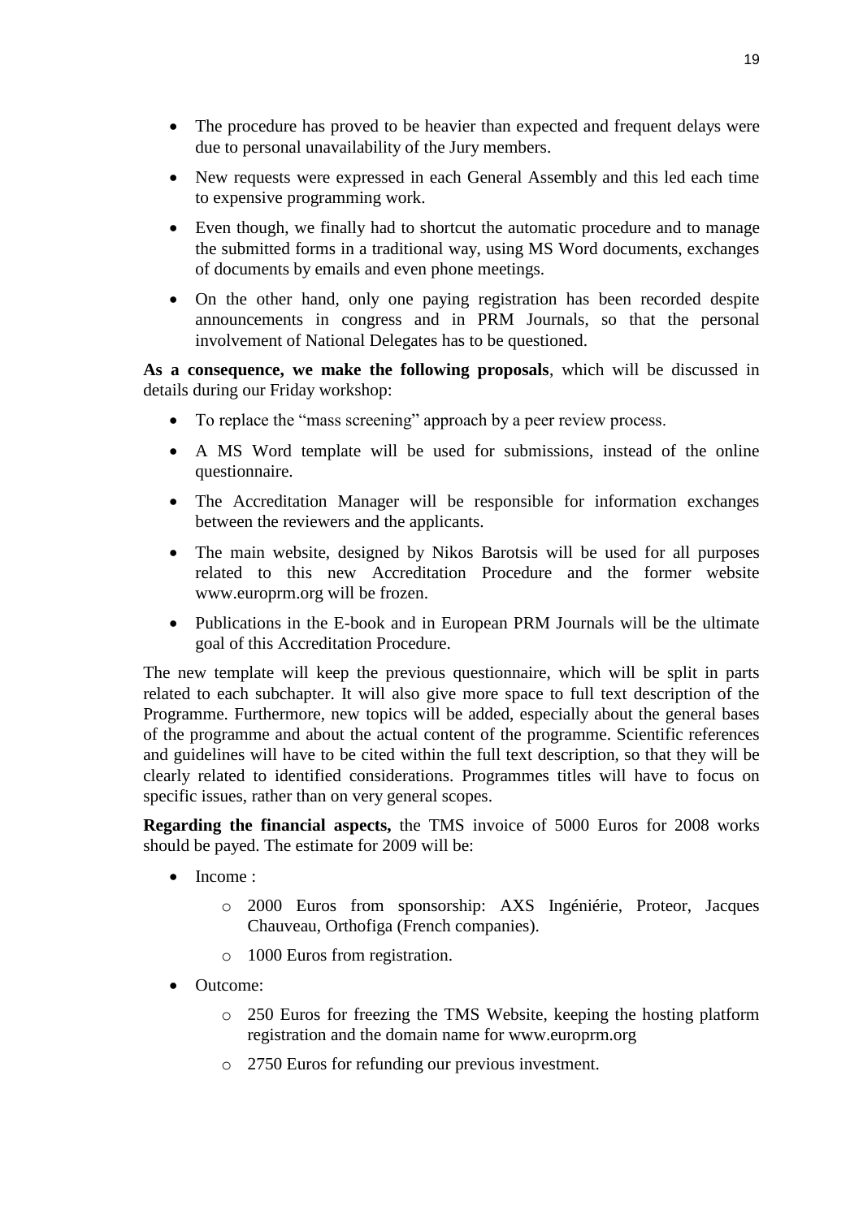- The procedure has proved to be heavier than expected and frequent delays were due to personal unavailability of the Jury members.
- New requests were expressed in each General Assembly and this led each time to expensive programming work.
- Even though, we finally had to shortcut the automatic procedure and to manage the submitted forms in a traditional way, using MS Word documents, exchanges of documents by emails and even phone meetings.
- On the other hand, only one paying registration has been recorded despite announcements in congress and in PRM Journals, so that the personal involvement of National Delegates has to be questioned.

**As a consequence, we make the following proposals**, which will be discussed in details during our Friday workshop:

- To replace the "mass screening" approach by a peer review process.
- A MS Word template will be used for submissions, instead of the online questionnaire.
- The Accreditation Manager will be responsible for information exchanges between the reviewers and the applicants.
- The main website, designed by Nikos Barotsis will be used for all purposes related to this new Accreditation Procedure and the former website www.europrm.org will be frozen.
- Publications in the E-book and in European PRM Journals will be the ultimate goal of this Accreditation Procedure.

The new template will keep the previous questionnaire, which will be split in parts related to each subchapter. It will also give more space to full text description of the Programme. Furthermore, new topics will be added, especially about the general bases of the programme and about the actual content of the programme. Scientific references and guidelines will have to be cited within the full text description, so that they will be clearly related to identified considerations. Programmes titles will have to focus on specific issues, rather than on very general scopes.

**Regarding the financial aspects,** the TMS invoice of 5000 Euros for 2008 works should be payed. The estimate for 2009 will be:

- Income :
  - 2000 Euros from sponsorship: AXS Ingéniérie, Proteor, Jacques Chauveau, Orthofiga (French companies).
  - 1000 Euros from registration.
- Outcome:
  - 250 Euros for freezing the TMS Website, keeping the hosting platform registration and the domain name for www.europrm.org
  - 2750 Euros for refunding our previous investment.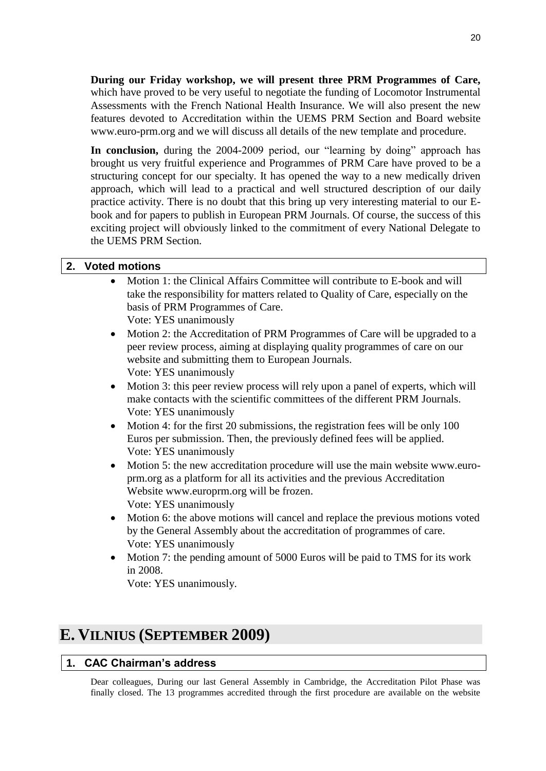**During our Friday workshop, we will present three PRM Programmes of Care,** which have proved to be very useful to negotiate the funding of Locomotor Instrumental Assessments with the French National Health Insurance. We will also present the new features devoted to Accreditation within the UEMS PRM Section and Board website www.euro-prm.org and we will discuss all details of the new template and procedure.

**In conclusion,** during the 2004-2009 period, our "learning by doing" approach has brought us very fruitful experience and Programmes of PRM Care have proved to be a structuring concept for our specialty. It has opened the way to a new medically driven approach, which will lead to a practical and well structured description of our daily practice activity. There is no doubt that this bring up very interesting material to our E-book and for papers to publish in European PRM Journals. Of course, the success of this exciting project will obviously linked to the commitment of every National Delegate to the UEMS PRM Section.

### 2. Voted motions

- Motion 1: the Clinical Affairs Committee will contribute to E-book and will take the responsibility for matters related to Quality of Care, especially on the basis of PRM Programmes of Care.
  Vote: YES unanimously
- Motion 2: the Accreditation of PRM Programmes of Care will be upgraded to a peer review process, aiming at displaying quality programmes of care on our website and submitting them to European Journals.
  Vote: YES unanimously
- Motion 3: this peer review process will rely upon a panel of experts, which will make contacts with the scientific committees of the different PRM Journals.
  Vote: YES unanimously
- Motion 4: for the first 20 submissions, the registration fees will be only 100 Euros per submission. Then, the previously defined fees will be applied.
  Vote: YES unanimously
- Motion 5: the new accreditation procedure will use the main website www.euro-prm.org as a platform for all its activities and the previous Accreditation Website www.europrm.org will be frozen.
  Vote: YES unanimously
- Motion 6: the above motions will cancel and replace the previous motions voted by the General Assembly about the accreditation of programmes of care.
  Vote: YES unanimously
- Motion 7: the pending amount of 5000 Euros will be paid to TMS for its work in 2008.
  Vote: YES unanimously.

## E. VILNIUS (SEPTEMBER 2009)

### 1. CAC Chairman's address

Dear colleagues, During our last General Assembly in Cambridge, the Accreditation Pilot Phase was finally closed. The 13 programmes accredited through the first procedure are available on the website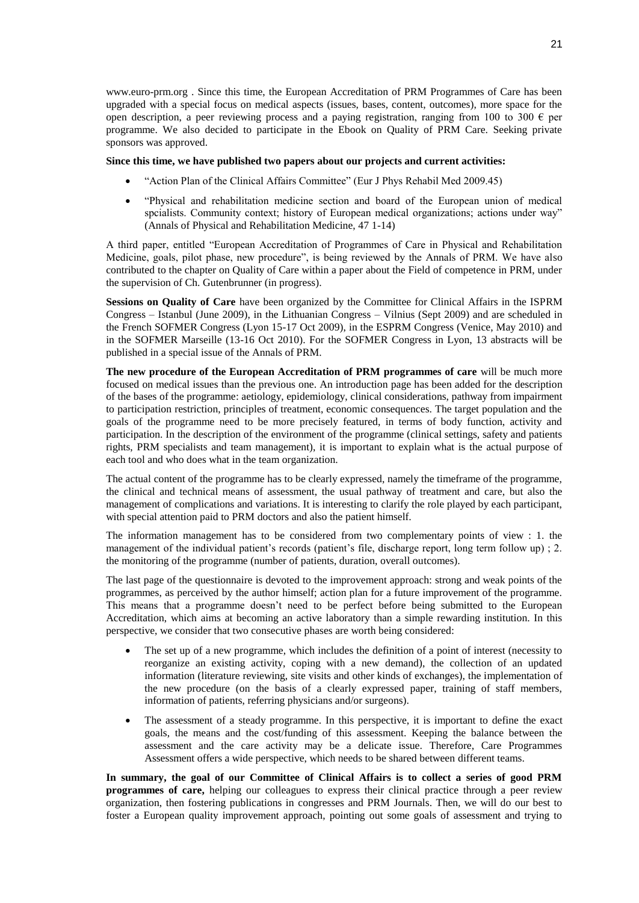www.euro-prm.org . Since this time, the European Accreditation of PRM Programmes of Care has been upgraded with a special focus on medical aspects (issues, bases, content, outcomes), more space for the open description, a peer reviewing process and a paying registration, ranging from 100 to 300 € per programme. We also decided to participate in the Ebook on Quality of PRM Care. Seeking private sponsors was approved.

**Since this time, we have published two papers about our projects and current activities:**

- "Action Plan of the Clinical Affairs Committee" (Eur J Phys Rehabil Med 2009.45)
- "Physical and rehabilitation medicine section and board of the European union of medical spcialists. Community context; history of European medical organizations; actions under way" (Annals of Physical and Rehabilitation Medicine, 47 1-14)

A third paper, entitled "European Accreditation of Programmes of Care in Physical and Rehabilitation Medicine, goals, pilot phase, new procedure", is being reviewed by the Annals of PRM. We have also contributed to the chapter on Quality of Care within a paper about the Field of competence in PRM, under the supervision of Ch. Gutenbrunner (in progress).

**Sessions on Quality of Care** have been organized by the Committee for Clinical Affairs in the ISPRM Congress – Istanbul (June 2009), in the Lithuanian Congress – Vilnius (Sept 2009) and are scheduled in the French SOFMER Congress (Lyon 15-17 Oct 2009), in the ESPRM Congress (Venice, May 2010) and in the SOFMER Marseille (13-16 Oct 2010). For the SOFMER Congress in Lyon, 13 abstracts will be published in a special issue of the Annals of PRM.

**The new procedure of the European Accreditation of PRM programmes of care** will be much more focused on medical issues than the previous one. An introduction page has been added for the description of the bases of the programme: aetiology, epidemiology, clinical considerations, pathway from impairment to participation restriction, principles of treatment, economic consequences. The target population and the goals of the programme need to be more precisely featured, in terms of body function, activity and participation. In the description of the environment of the programme (clinical settings, safety and patients rights, PRM specialists and team management), it is important to explain what is the actual purpose of each tool and who does what in the team organization.

The actual content of the programme has to be clearly expressed, namely the timeframe of the programme, the clinical and technical means of assessment, the usual pathway of treatment and care, but also the management of complications and variations. It is interesting to clarify the role played by each participant, with special attention paid to PRM doctors and also the patient himself.

The information management has to be considered from two complementary points of view : 1. the management of the individual patient's records (patient's file, discharge report, long term follow up) ; 2. the monitoring of the programme (number of patients, duration, overall outcomes).

The last page of the questionnaire is devoted to the improvement approach: strong and weak points of the programmes, as perceived by the author himself; action plan for a future improvement of the programme. This means that a programme doesn't need to be perfect before being submitted to the European Accreditation, which aims at becoming an active laboratory than a simple rewarding institution. In this perspective, we consider that two consecutive phases are worth being considered:

- The set up of a new programme, which includes the definition of a point of interest (necessity to reorganize an existing activity, coping with a new demand), the collection of an updated information (literature reviewing, site visits and other kinds of exchanges), the implementation of the new procedure (on the basis of a clearly expressed paper, training of staff members, information of patients, referring physicians and/or surgeons).
- The assessment of a steady programme. In this perspective, it is important to define the exact goals, the means and the cost/funding of this assessment. Keeping the balance between the assessment and the care activity may be a delicate issue. Therefore, Care Programmes Assessment offers a wide perspective, which needs to be shared between different teams.

**In summary, the goal of our Committee of Clinical Affairs is to collect a series of good PRM programmes of care,** helping our colleagues to express their clinical practice through a peer review organization, then fostering publications in congresses and PRM Journals. Then, we will do our best to foster a European quality improvement approach, pointing out some goals of assessment and trying to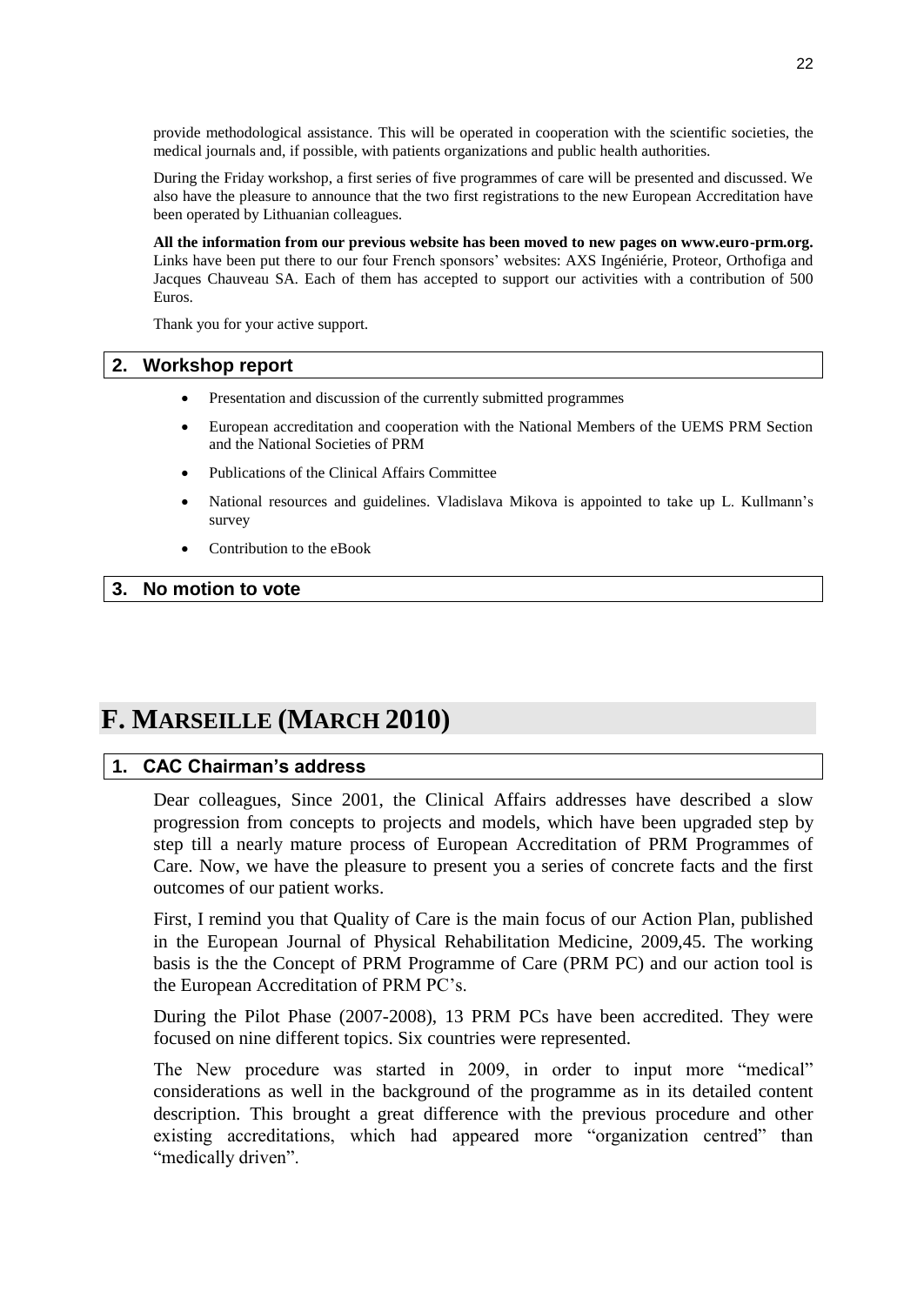provide methodological assistance. This will be operated in cooperation with the scientific societies, the medical journals and, if possible, with patients organizations and public health authorities.

During the Friday workshop, a first series of five programmes of care will be presented and discussed. We also have the pleasure to announce that the two first registrations to the new European Accreditation have been operated by Lithuanian colleagues.

**All the information from our previous website has been moved to new pages on www.euro-prm.org.** Links have been put there to our four French sponsors' websites: AXS Ingéniérie, Proteor, Orthofiga and Jacques Chauveau SA. Each of them has accepted to support our activities with a contribution of 500 Euros.

Thank you for your active support.

### 2. Workshop report

- Presentation and discussion of the currently submitted programmes
- European accreditation and cooperation with the National Members of the UEMS PRM Section and the National Societies of PRM
- Publications of the Clinical Affairs Committee
- National resources and guidelines. Vladislava Mikova is appointed to take up L. Kullmann's survey
- Contribution to the eBook

### 3. No motion to vote

## F. MARSEILLE (MARCH 2010)

### 1. CAC Chairman's address

Dear colleagues, Since 2001, the Clinical Affairs addresses have described a slow progression from concepts to projects and models, which have been upgraded step by step till a nearly mature process of European Accreditation of PRM Programmes of Care. Now, we have the pleasure to present you a series of concrete facts and the first outcomes of our patient works.

First, I remind you that Quality of Care is the main focus of our Action Plan, published in the European Journal of Physical Rehabilitation Medicine, 2009,45. The working basis is the the Concept of PRM Programme of Care (PRM PC) and our action tool is the European Accreditation of PRM PC's.

During the Pilot Phase (2007-2008), 13 PRM PCs have been accredited. They were focused on nine different topics. Six countries were represented.

The New procedure was started in 2009, in order to input more "medical" considerations as well in the background of the programme as in its detailed content description. This brought a great difference with the previous procedure and other existing accreditations, which had appeared more "organization centred" than "medically driven".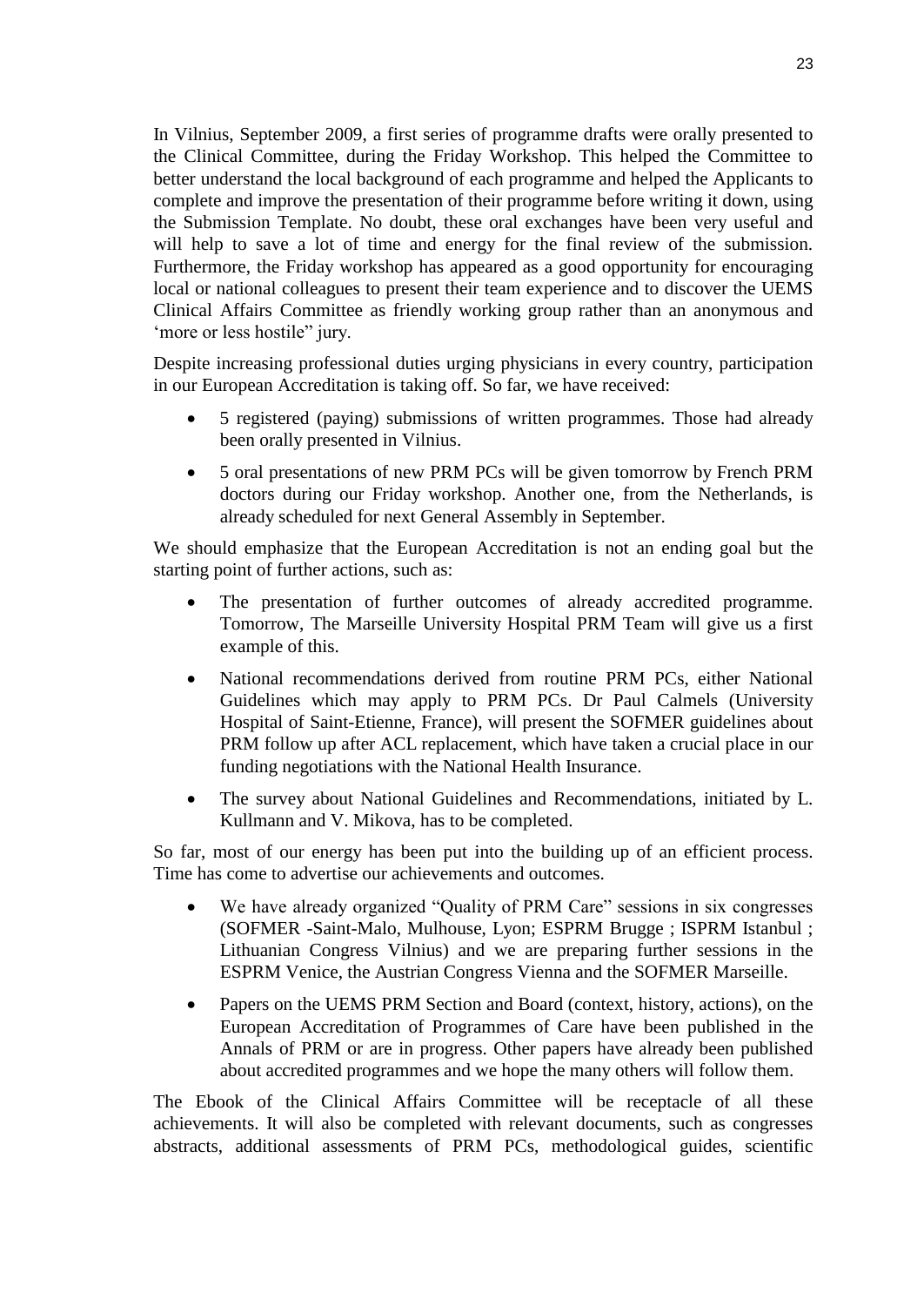In Vilnius, September 2009, a first series of programme drafts were orally presented to the Clinical Committee, during the Friday Workshop. This helped the Committee to better understand the local background of each programme and helped the Applicants to complete and improve the presentation of their programme before writing it down, using the Submission Template. No doubt, these oral exchanges have been very useful and will help to save a lot of time and energy for the final review of the submission. Furthermore, the Friday workshop has appeared as a good opportunity for encouraging local or national colleagues to present their team experience and to discover the UEMS Clinical Affairs Committee as friendly working group rather than an anonymous and 'more or less hostile" jury.

Despite increasing professional duties urging physicians in every country, participation in our European Accreditation is taking off. So far, we have received:

- 5 registered (paying) submissions of written programmes. Those had already been orally presented in Vilnius.
- 5 oral presentations of new PRM PCs will be given tomorrow by French PRM doctors during our Friday workshop. Another one, from the Netherlands, is already scheduled for next General Assembly in September.

We should emphasize that the European Accreditation is not an ending goal but the starting point of further actions, such as:

- The presentation of further outcomes of already accredited programme. Tomorrow, The Marseille University Hospital PRM Team will give us a first example of this.
- National recommendations derived from routine PRM PCs, either National Guidelines which may apply to PRM PCs. Dr Paul Calmels (University Hospital of Saint-Etienne, France), will present the SOFMER guidelines about PRM follow up after ACL replacement, which have taken a crucial place in our funding negotiations with the National Health Insurance.
- The survey about National Guidelines and Recommendations, initiated by L. Kullmann and V. Mikova, has to be completed.

So far, most of our energy has been put into the building up of an efficient process. Time has come to advertise our achievements and outcomes.

- We have already organized "Quality of PRM Care" sessions in six congresses (SOFMER -Saint-Malo, Mulhouse, Lyon; ESPRM Brugge ; ISPRM Istanbul ; Lithuanian Congress Vilnius) and we are preparing further sessions in the ESPRM Venice, the Austrian Congress Vienna and the SOFMER Marseille.
- Papers on the UEMS PRM Section and Board (context, history, actions), on the European Accreditation of Programmes of Care have been published in the Annals of PRM or are in progress. Other papers have already been published about accredited programmes and we hope the many others will follow them.

The Ebook of the Clinical Affairs Committee will be receptacle of all these achievements. It will also be completed with relevant documents, such as congresses abstracts, additional assessments of PRM PCs, methodological guides, scientific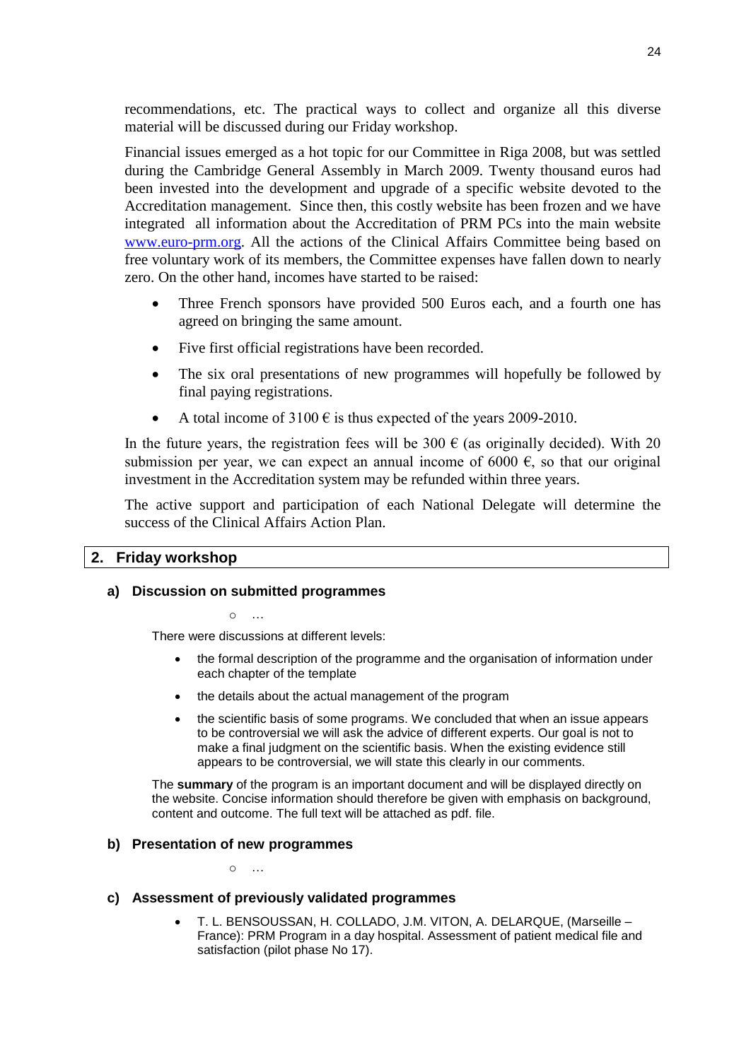recommendations, etc. The practical ways to collect and organize all this diverse material will be discussed during our Friday workshop.

Financial issues emerged as a hot topic for our Committee in Riga 2008, but was settled during the Cambridge General Assembly in March 2009. Twenty thousand euros had been invested into the development and upgrade of a specific website devoted to the Accreditation management. Since then, this costly website has been frozen and we have integrated all information about the Accreditation of PRM PCs into the main website www.euro-prm.org. All the actions of the Clinical Affairs Committee being based on free voluntary work of its members, the Committee expenses have fallen down to nearly zero. On the other hand, incomes have started to be raised:

- Three French sponsors have provided 500 Euros each, and a fourth one has agreed on bringing the same amount.
- Five first official registrations have been recorded.
- The six oral presentations of new programmes will hopefully be followed by final paying registrations.
- A total income of 3100 € is thus expected of the years 2009-2010.

In the future years, the registration fees will be 300 € (as originally decided). With 20 submission per year, we can expect an annual income of 6000 €, so that our original investment in the Accreditation system may be refunded within three years.

The active support and participation of each National Delegate will determine the success of the Clinical Affairs Action Plan.

## 2. Friday workshop

### a) Discussion on submitted programmes

- …

There were discussions at different levels:

- the formal description of the programme and the organisation of information under each chapter of the template
- the details about the actual management of the program
- the scientific basis of some programs. We concluded that when an issue appears to be controversial we will ask the advice of different experts. Our goal is not to make a final judgment on the scientific basis. When the existing evidence still appears to be controversial, we will state this clearly in our comments.

The **summary** of the program is an important document and will be displayed directly on the website. Concise information should therefore be given with emphasis on background, content and outcome. The full text will be attached as pdf. file.

### b) Presentation of new programmes

- …

### c) Assessment of previously validated programmes

- T. L. BENSOUSSAN, H. COLLADO, J.M. VITON, A. DELARQUE, (Marseille – France): PRM Program in a day hospital. Assessment of patient medical file and satisfaction (pilot phase No 17).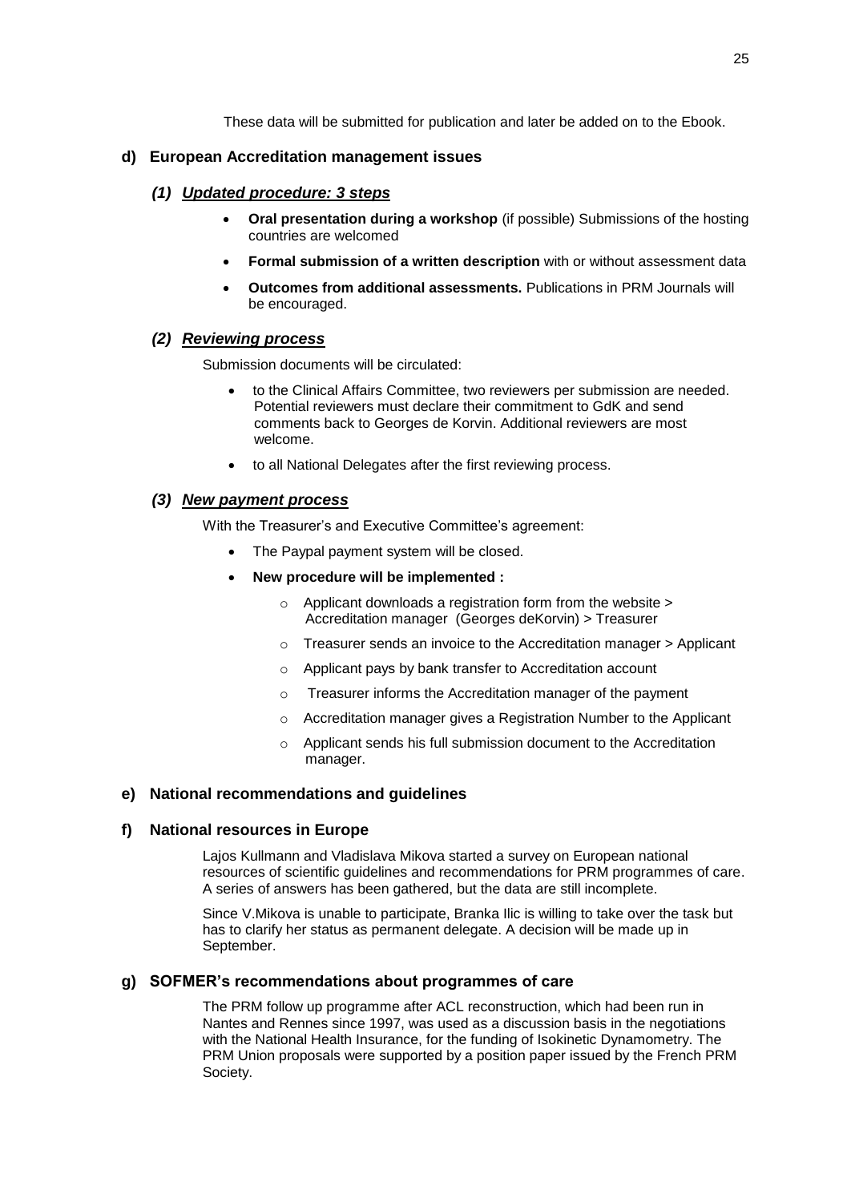These data will be submitted for publication and later be added on to the Ebook.

### d) European Accreditation management issues

#### *(1) Updated procedure: 3 steps*

- **Oral presentation during a workshop** (if possible) Submissions of the hosting countries are welcomed
- **Formal submission of a written description** with or without assessment data
- **Outcomes from additional assessments.** Publications in PRM Journals will be encouraged.

#### *(2) Reviewing process*

Submission documents will be circulated:

- to the Clinical Affairs Committee, two reviewers per submission are needed. Potential reviewers must declare their commitment to GdK and send comments back to Georges de Korvin. Additional reviewers are most welcome.
- to all National Delegates after the first reviewing process.

#### *(3) New payment process*

With the Treasurer's and Executive Committee's agreement:

- The Paypal payment system will be closed.
- **New procedure will be implemented :**
  - Applicant downloads a registration form from the website > Accreditation manager (Georges deKorvin) > Treasurer
  - Treasurer sends an invoice to the Accreditation manager > Applicant
  - Applicant pays by bank transfer to Accreditation account
  - Treasurer informs the Accreditation manager of the payment
  - Accreditation manager gives a Registration Number to the Applicant
  - Applicant sends his full submission document to the Accreditation manager.

### e) National recommendations and guidelines

### f) National resources in Europe

Lajos Kullmann and Vladislava Mikova started a survey on European national resources of scientific guidelines and recommendations for PRM programmes of care. A series of answers has been gathered, but the data are still incomplete.

Since V.Mikova is unable to participate, Branka Ilic is willing to take over the task but has to clarify her status as permanent delegate. A decision will be made up in September.

### g) SOFMER's recommendations about programmes of care

The PRM follow up programme after ACL reconstruction, which had been run in Nantes and Rennes since 1997, was used as a discussion basis in the negotiations with the National Health Insurance, for the funding of Isokinetic Dynamometry. The PRM Union proposals were supported by a position paper issued by the French PRM Society.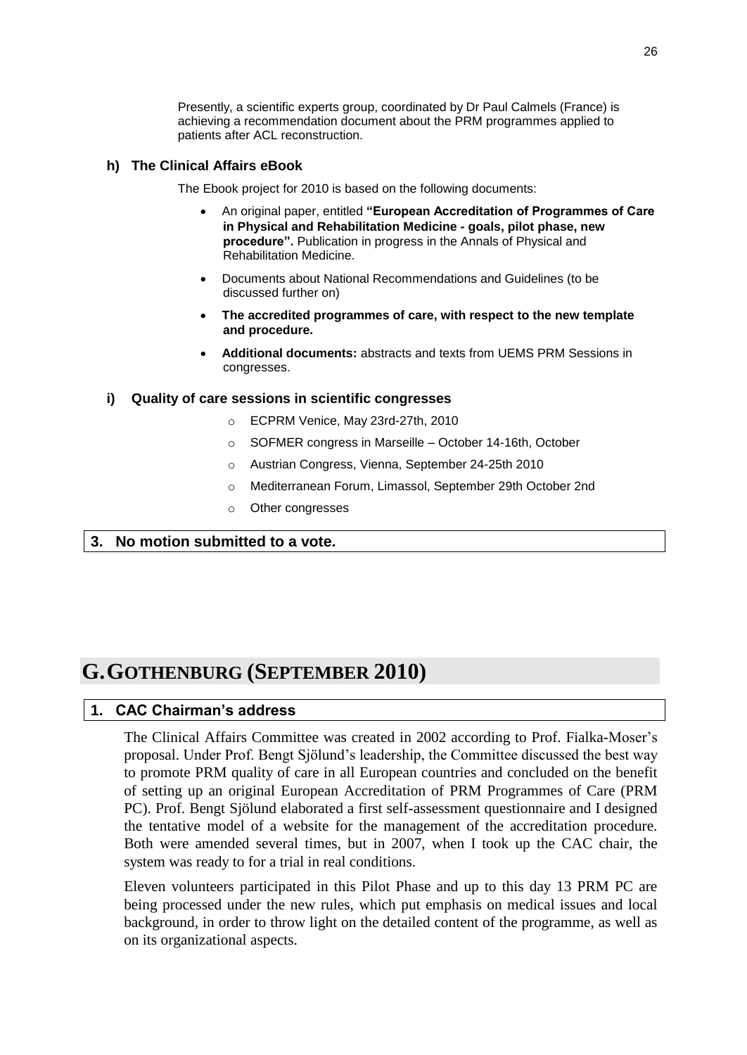Presently, a scientific experts group, coordinated by Dr Paul Calmels (France) is achieving a recommendation document about the PRM programmes applied to patients after ACL reconstruction.

### h) The Clinical Affairs eBook

The Ebook project for 2010 is based on the following documents:

- An original paper, entitled **"European Accreditation of Programmes of Care in Physical and Rehabilitation Medicine - goals, pilot phase, new procedure".** Publication in progress in the Annals of Physical and Rehabilitation Medicine.
- Documents about National Recommendations and Guidelines (to be discussed further on)
- **The accredited programmes of care, with respect to the new template and procedure.**
- **Additional documents:** abstracts and texts from UEMS PRM Sessions in congresses.

### i) Quality of care sessions in scientific congresses

- ECPRM Venice, May 23rd-27th, 2010
- SOFMER congress in Marseille – October 14-16th, October
- Austrian Congress, Vienna, September 24-25th 2010
- Mediterranean Forum, Limassol, September 29th October 2nd
- Other congresses

### 3. No motion submitted to a vote.

# G. GOTHENBURG (SEPTEMBER 2010)

### 1. CAC Chairman's address

The Clinical Affairs Committee was created in 2002 according to Prof. Fialka-Moser's proposal. Under Prof. Bengt Sjölund's leadership, the Committee discussed the best way to promote PRM quality of care in all European countries and concluded on the benefit of setting up an original European Accreditation of PRM Programmes of Care (PRM PC). Prof. Bengt Sjölund elaborated a first self-assessment questionnaire and I designed the tentative model of a website for the management of the accreditation procedure. Both were amended several times, but in 2007, when I took up the CAC chair, the system was ready to for a trial in real conditions.

Eleven volunteers participated in this Pilot Phase and up to this day 13 PRM PC are being processed under the new rules, which put emphasis on medical issues and local background, in order to throw light on the detailed content of the programme, as well as on its organizational aspects.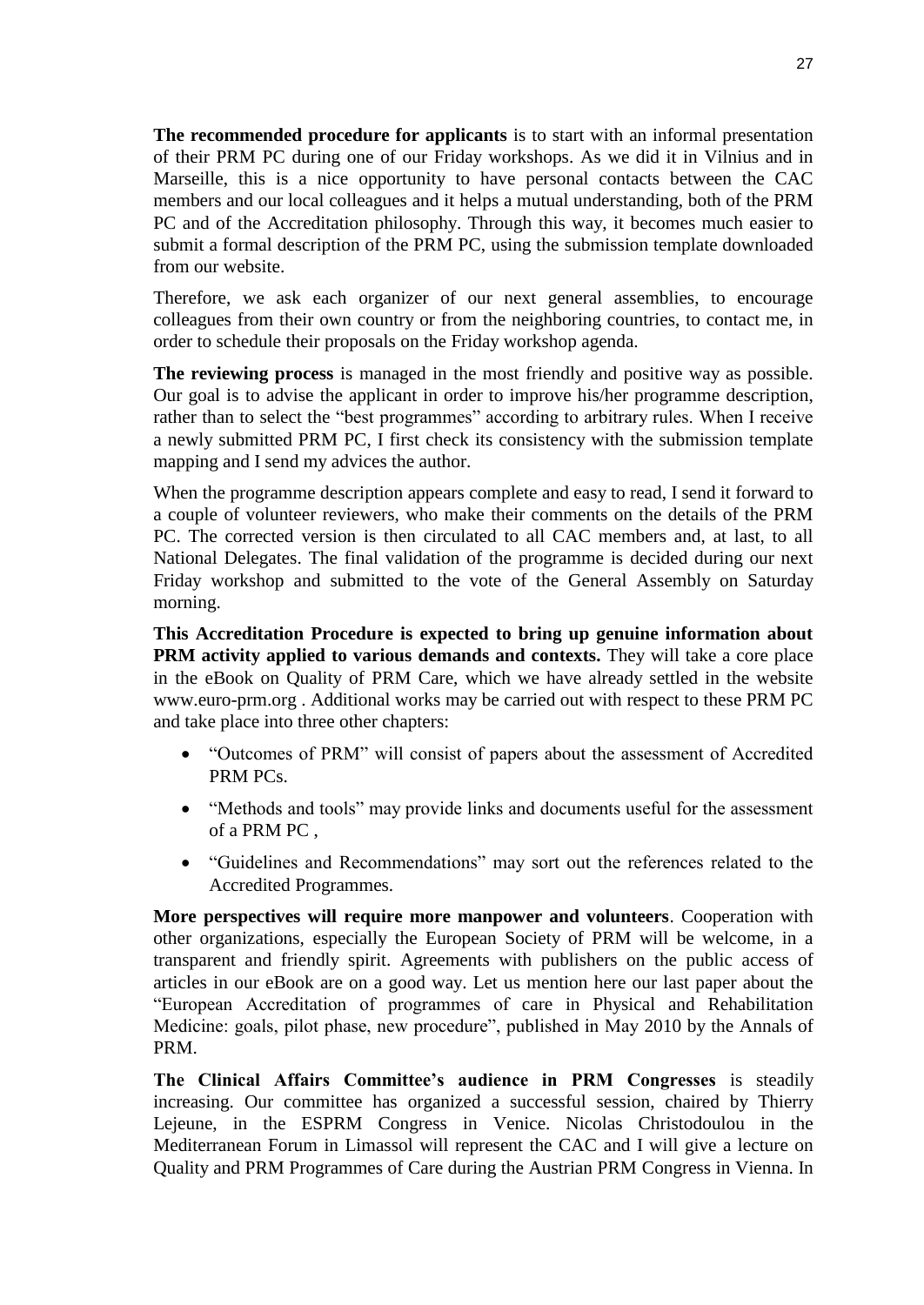**The recommended procedure for applicants** is to start with an informal presentation of their PRM PC during one of our Friday workshops. As we did it in Vilnius and in Marseille, this is a nice opportunity to have personal contacts between the CAC members and our local colleagues and it helps a mutual understanding, both of the PRM PC and of the Accreditation philosophy. Through this way, it becomes much easier to submit a formal description of the PRM PC, using the submission template downloaded from our website.

Therefore, we ask each organizer of our next general assemblies, to encourage colleagues from their own country or from the neighboring countries, to contact me, in order to schedule their proposals on the Friday workshop agenda.

**The reviewing process** is managed in the most friendly and positive way as possible. Our goal is to advise the applicant in order to improve his/her programme description, rather than to select the "best programmes" according to arbitrary rules. When I receive a newly submitted PRM PC, I first check its consistency with the submission template mapping and I send my advices the author.

When the programme description appears complete and easy to read, I send it forward to a couple of volunteer reviewers, who make their comments on the details of the PRM PC. The corrected version is then circulated to all CAC members and, at last, to all National Delegates. The final validation of the programme is decided during our next Friday workshop and submitted to the vote of the General Assembly on Saturday morning.

**This Accreditation Procedure is expected to bring up genuine information about PRM activity applied to various demands and contexts.** They will take a core place in the eBook on Quality of PRM Care, which we have already settled in the website www.euro-prm.org . Additional works may be carried out with respect to these PRM PC and take place into three other chapters:

- "Outcomes of PRM" will consist of papers about the assessment of Accredited PRM PCs.
- "Methods and tools" may provide links and documents useful for the assessment of a PRM PC ,
- "Guidelines and Recommendations" may sort out the references related to the Accredited Programmes.

**More perspectives will require more manpower and volunteers**. Cooperation with other organizations, especially the European Society of PRM will be welcome, in a transparent and friendly spirit. Agreements with publishers on the public access of articles in our eBook are on a good way. Let us mention here our last paper about the "European Accreditation of programmes of care in Physical and Rehabilitation Medicine: goals, pilot phase, new procedure", published in May 2010 by the Annals of PRM.

**The Clinical Affairs Committee's audience in PRM Congresses** is steadily increasing. Our committee has organized a successful session, chaired by Thierry Lejeune, in the ESPRM Congress in Venice. Nicolas Christodoulou in the Mediterranean Forum in Limassol will represent the CAC and I will give a lecture on Quality and PRM Programmes of Care during the Austrian PRM Congress in Vienna. In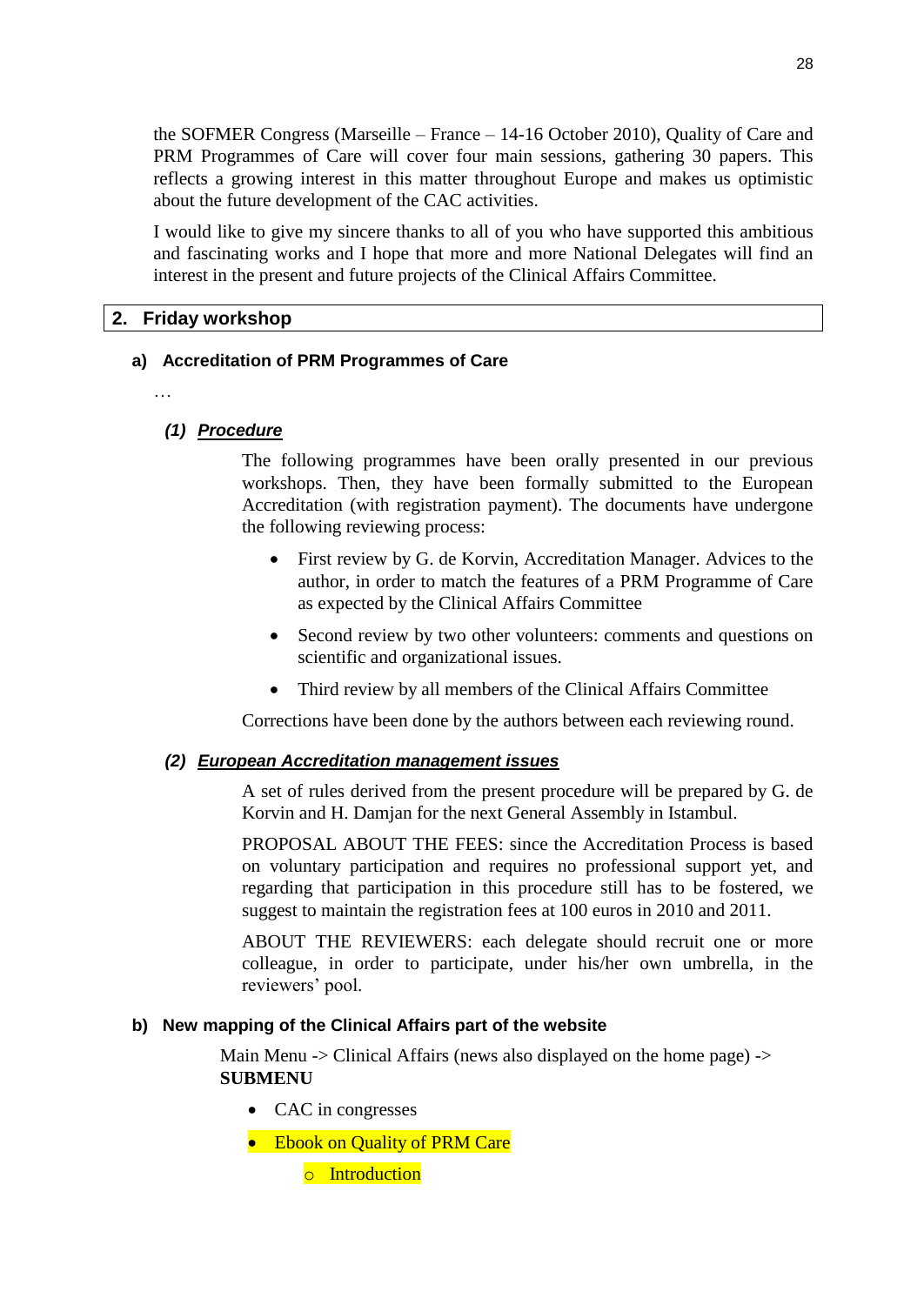the SOFMER Congress (Marseille – France – 14-16 October 2010), Quality of Care and PRM Programmes of Care will cover four main sessions, gathering 30 papers. This reflects a growing interest in this matter throughout Europe and makes us optimistic about the future development of the CAC activities.

I would like to give my sincere thanks to all of you who have supported this ambitious and fascinating works and I hope that more and more National Delegates will find an interest in the present and future projects of the Clinical Affairs Committee.

## 2. Friday workshop

### a) Accreditation of PRM Programmes of Care

…

#### *(1) Procedure*

The following programmes have been orally presented in our previous workshops. Then, they have been formally submitted to the European Accreditation (with registration payment). The documents have undergone the following reviewing process:

- First review by G. de Korvin, Accreditation Manager. Advices to the author, in order to match the features of a PRM Programme of Care as expected by the Clinical Affairs Committee
- Second review by two other volunteers: comments and questions on scientific and organizational issues.
- Third review by all members of the Clinical Affairs Committee

Corrections have been done by the authors between each reviewing round.

#### *(2) European Accreditation management issues*

A set of rules derived from the present procedure will be prepared by G. de Korvin and H. Damjan for the next General Assembly in Istambul.

PROPOSAL ABOUT THE FEES: since the Accreditation Process is based on voluntary participation and requires no professional support yet, and regarding that participation in this procedure still has to be fostered, we suggest to maintain the registration fees at 100 euros in 2010 and 2011.

ABOUT THE REVIEWERS: each delegate should recruit one or more colleague, in order to participate, under his/her own umbrella, in the reviewers' pool.

### b) New mapping of the Clinical Affairs part of the website

Main Menu -> Clinical Affairs (news also displayed on the home page) -> **SUBMENU**

- CAC in congresses
- Ebook on Quality of PRM Care
  - Introduction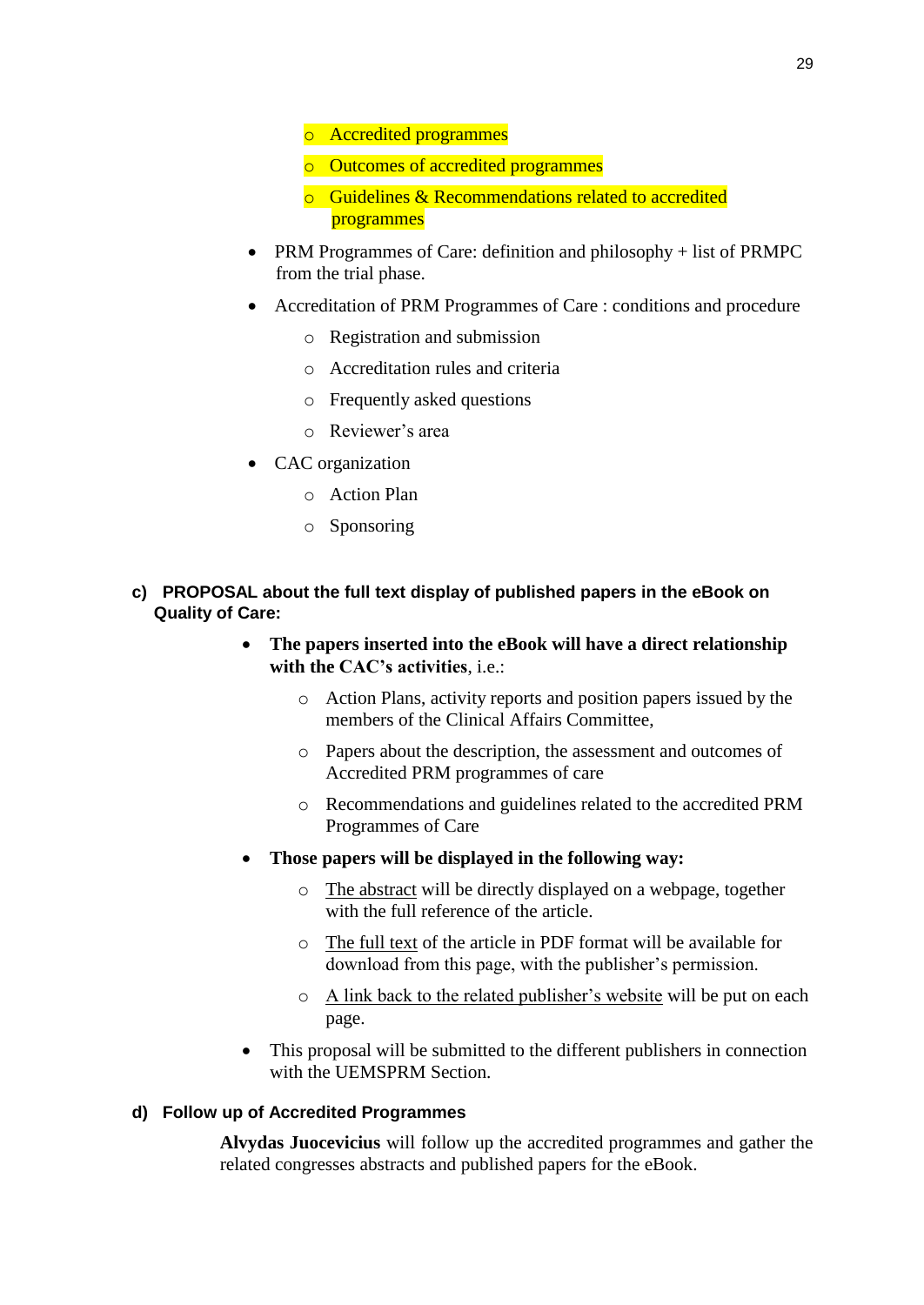- Accredited programmes
    - Outcomes of accredited programmes
    - Guidelines & Recommendations related to accredited programmes
- PRM Programmes of Care: definition and philosophy + list of PRMPC from the trial phase.
- Accreditation of PRM Programmes of Care : conditions and procedure
    - Registration and submission
    - Accreditation rules and criteria
    - Frequently asked questions
    - Reviewer's area
- CAC organization
    - Action Plan
    - Sponsoring

### c) PROPOSAL about the full text display of published papers in the eBook on Quality of Care:

- **The papers inserted into the eBook will have a direct relationship with the CAC's activities**, i.e.:
    - Action Plans, activity reports and position papers issued by the members of the Clinical Affairs Committee,
    - Papers about the description, the assessment and outcomes of Accredited PRM programmes of care
    - Recommendations and guidelines related to the accredited PRM Programmes of Care
- **Those papers will be displayed in the following way:**
    - The abstract will be directly displayed on a webpage, together with the full reference of the article.
    - The full text of the article in PDF format will be available for download from this page, with the publisher's permission.
    - A link back to the related publisher's website will be put on each page.
- This proposal will be submitted to the different publishers in connection with the UEMSPRM Section.

### d) Follow up of Accredited Programmes

**Alvydas Juocevicius** will follow up the accredited programmes and gather the related congresses abstracts and published papers for the eBook.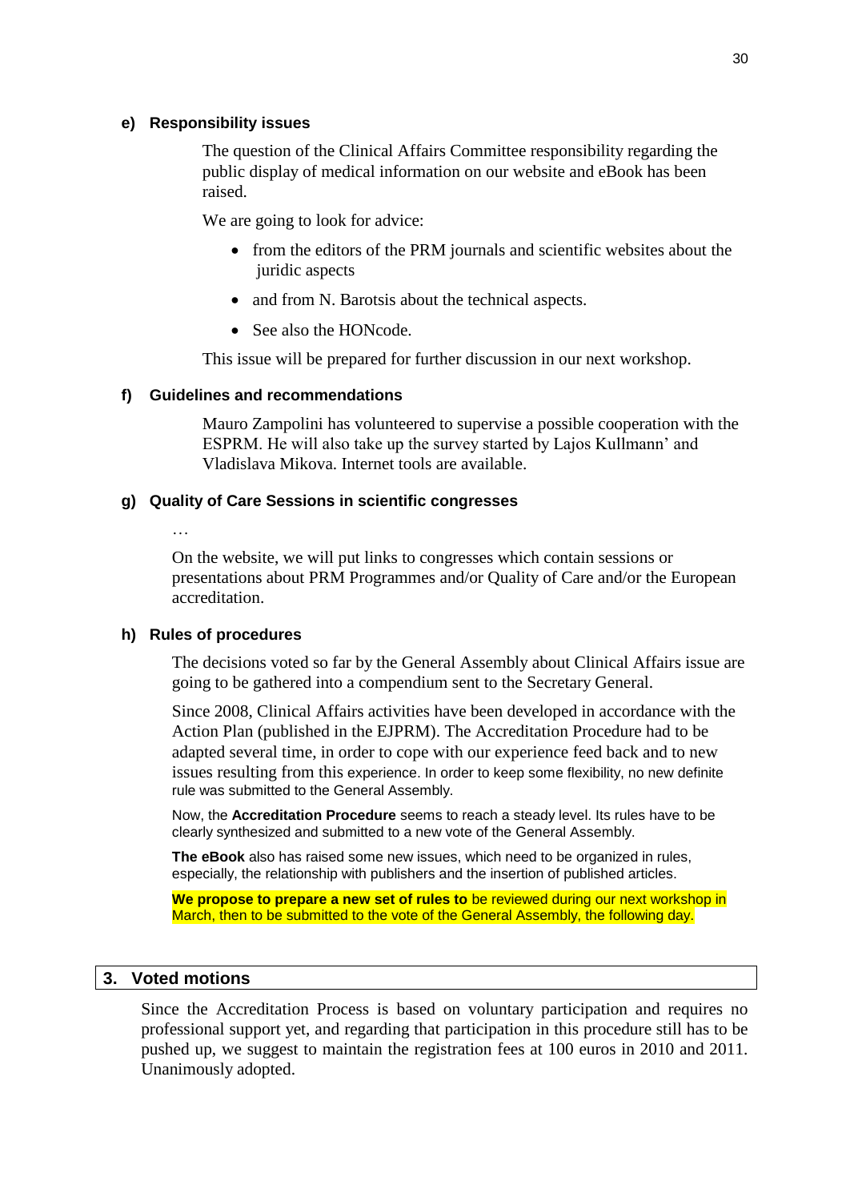#### e) Responsibility issues

The question of the Clinical Affairs Committee responsibility regarding the public display of medical information on our website and eBook has been raised.

We are going to look for advice:

- from the editors of the PRM journals and scientific websites about the juridic aspects
- and from N. Barotsis about the technical aspects.
- See also the HONcode.

This issue will be prepared for further discussion in our next workshop.

#### f) Guidelines and recommendations

Mauro Zampolini has volunteered to supervise a possible cooperation with the ESPRM. He will also take up the survey started by Lajos Kullmann' and Vladislava Mikova. Internet tools are available.

#### g) Quality of Care Sessions in scientific congresses

…

On the website, we will put links to congresses which contain sessions or presentations about PRM Programmes and/or Quality of Care and/or the European accreditation.

#### h) Rules of procedures

The decisions voted so far by the General Assembly about Clinical Affairs issue are going to be gathered into a compendium sent to the Secretary General.

Since 2008, Clinical Affairs activities have been developed in accordance with the Action Plan (published in the EJPRM). The Accreditation Procedure had to be adapted several time, in order to cope with our experience feed back and to new issues resulting from this experience. In order to keep some flexibility, no new definite rule was submitted to the General Assembly.

Now, the **Accreditation Procedure** seems to reach a steady level. Its rules have to be clearly synthesized and submitted to a new vote of the General Assembly.

**The eBook** also has raised some new issues, which need to be organized in rules, especially, the relationship with publishers and the insertion of published articles.

**We propose to prepare a new set of rules to** be reviewed during our next workshop in March, then to be submitted to the vote of the General Assembly, the following day.

## 3. Voted motions

Since the Accreditation Process is based on voluntary participation and requires no professional support yet, and regarding that participation in this procedure still has to be pushed up, we suggest to maintain the registration fees at 100 euros in 2010 and 2011. Unanimously adopted.